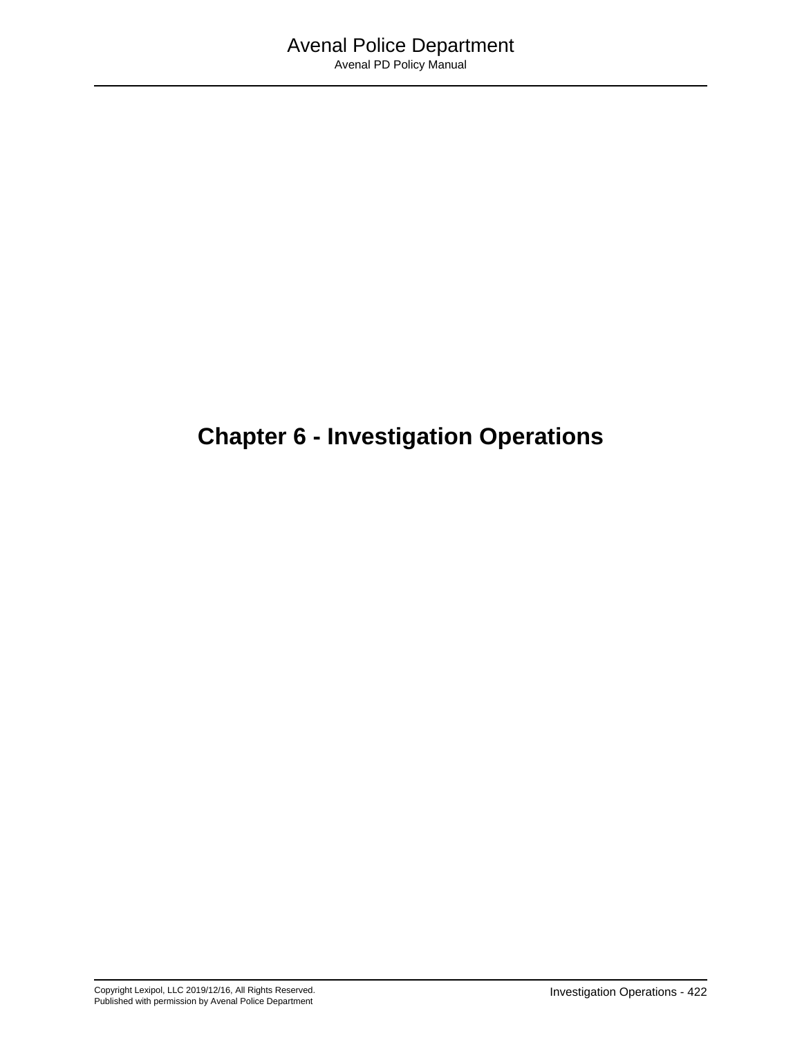# Chapter 6 - Investigation Operations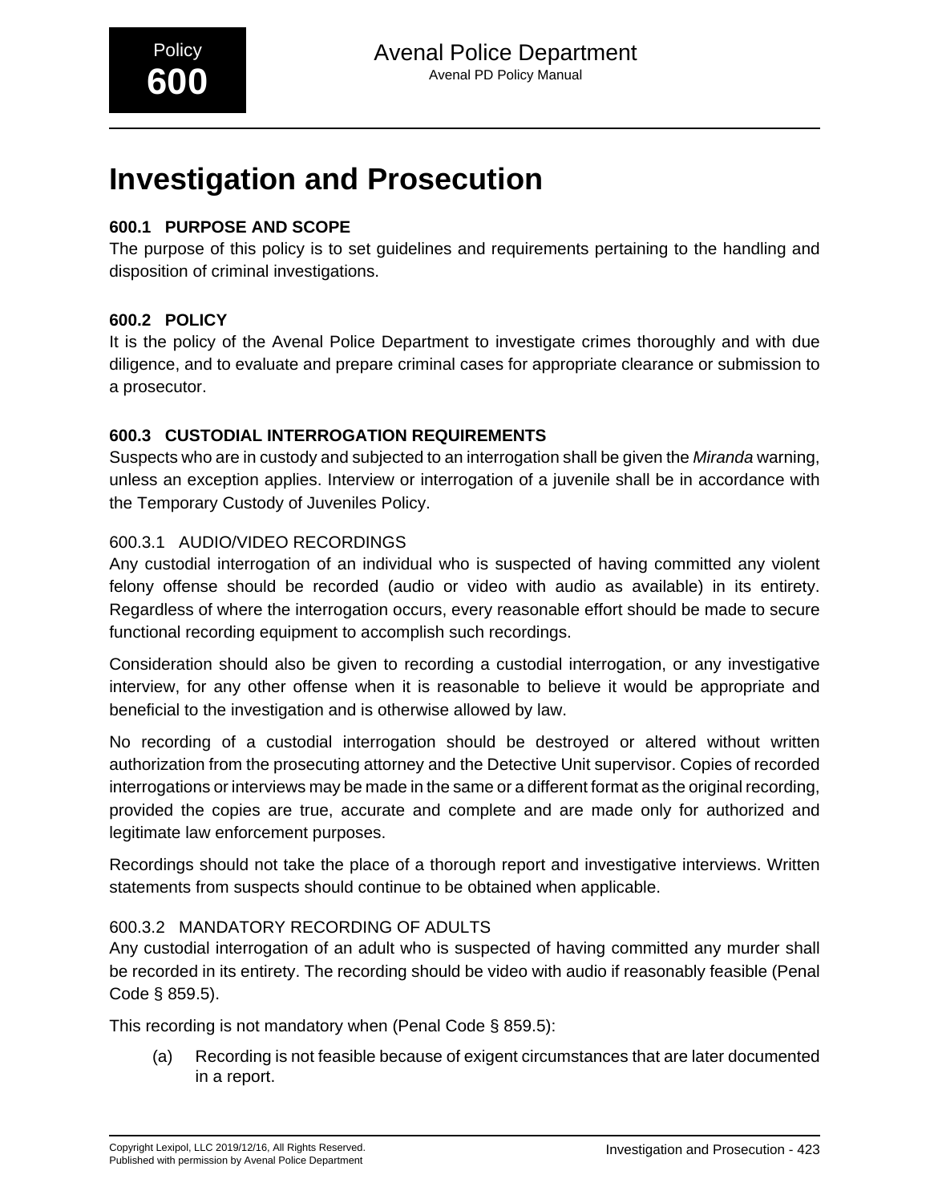# Investigation and Prosecution

## 600.1 PURPOSE AND SCOPE

The purpose of this policy is to set guidelines and requirements pertaining to the handling and disposition of criminal investigations.

## 600.2 POLICY

It is the policy of the Avenal Police Department to investigate crimes thoroughly and with due diligence, and to evaluate and prepare criminal cases for appropriate clearance or submission to a prosecutor.

## 600.3 CUSTODIAL INTERROGATION REQUIREMENTS

Suspects who are in custody and subjected to an interrogation shall be given the *Miranda* warning, unless an exception applies. Interview or interrogation of a juvenile shall be in accordance with the Temporary Custody of Juveniles Policy.

### 600.3.1 AUDIO/VIDEO RECORDINGS

Any custodial interrogation of an individual who is suspected of having committed any violent felony offense should be recorded (audio or video with audio as available) in its entirety. Regardless of where the interrogation occurs, every reasonable effort should be made to secure functional recording equipment to accomplish such recordings.

Consideration should also be given to recording a custodial interrogation, or any investigative interview, for any other offense when it is reasonable to believe it would be appropriate and beneficial to the investigation and is otherwise allowed by law.

No recording of a custodial interrogation should be destroyed or altered without written authorization from the prosecuting attorney and the Detective Unit supervisor. Copies of recorded interrogations or interviews may be made in the same or a different format as the original recording, provided the copies are true, accurate and complete and are made only for authorized and legitimate law enforcement purposes.

Recordings should not take the place of a thorough report and investigative interviews. Written statements from suspects should continue to be obtained when applicable.

### 600.3.2 MANDATORY RECORDING OF ADULTS

Any custodial interrogation of an adult who is suspected of having committed any murder shall be recorded in its entirety. The recording should be video with audio if reasonably feasible (Penal Code § 859.5).

This recording is not mandatory when (Penal Code § 859.5):

(a) Recording is not feasible because of exigent circumstances that are later documented in a report.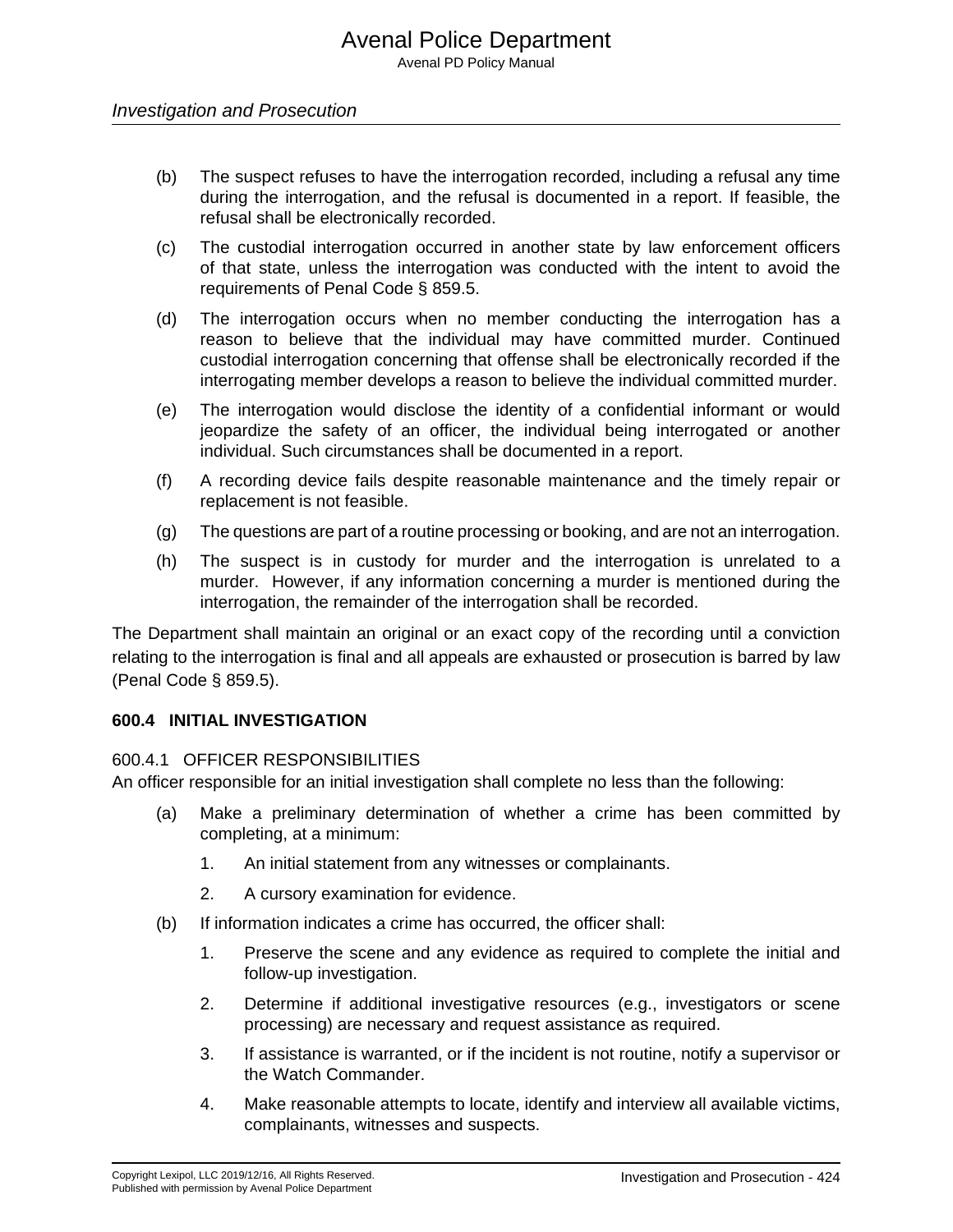(b) The suspect refuses to have the interrogation recorded, including a refusal any time during the interrogation, and the refusal is documented in a report. If feasible, the refusal shall be electronically recorded.

(c) The custodial interrogation occurred in another state by law enforcement officers of that state, unless the interrogation was conducted with the intent to avoid the requirements of Penal Code § 859.5.

(d) The interrogation occurs when no member conducting the interrogation has a reason to believe that the individual may have committed murder. Continued custodial interrogation concerning that offense shall be electronically recorded if the interrogating member develops a reason to believe the individual committed murder.

(e) The interrogation would disclose the identity of a confidential informant or would jeopardize the safety of an officer, the individual being interrogated or another individual. Such circumstances shall be documented in a report.

(f) A recording device fails despite reasonable maintenance and the timely repair or replacement is not feasible.

(g) The questions are part of a routine processing or booking, and are not an interrogation.

(h) The suspect is in custody for murder and the interrogation is unrelated to a murder. However, if any information concerning a murder is mentioned during the interrogation, the remainder of the interrogation shall be recorded.

The Department shall maintain an original or an exact copy of the recording until a conviction relating to the interrogation is final and all appeals are exhausted or prosecution is barred by law (Penal Code § 859.5).

## 600.4 INITIAL INVESTIGATION

### 600.4.1 OFFICER RESPONSIBILITIES

An officer responsible for an initial investigation shall complete no less than the following:

(a) Make a preliminary determination of whether a crime has been committed by completing, at a minimum:

1. An initial statement from any witnesses or complainants.
2. A cursory examination for evidence.

(b) If information indicates a crime has occurred, the officer shall:

1. Preserve the scene and any evidence as required to complete the initial and follow-up investigation.
2. Determine if additional investigative resources (e.g., investigators or scene processing) are necessary and request assistance as required.
3. If assistance is warranted, or if the incident is not routine, notify a supervisor or the Watch Commander.
4. Make reasonable attempts to locate, identify and interview all available victims, complainants, witnesses and suspects.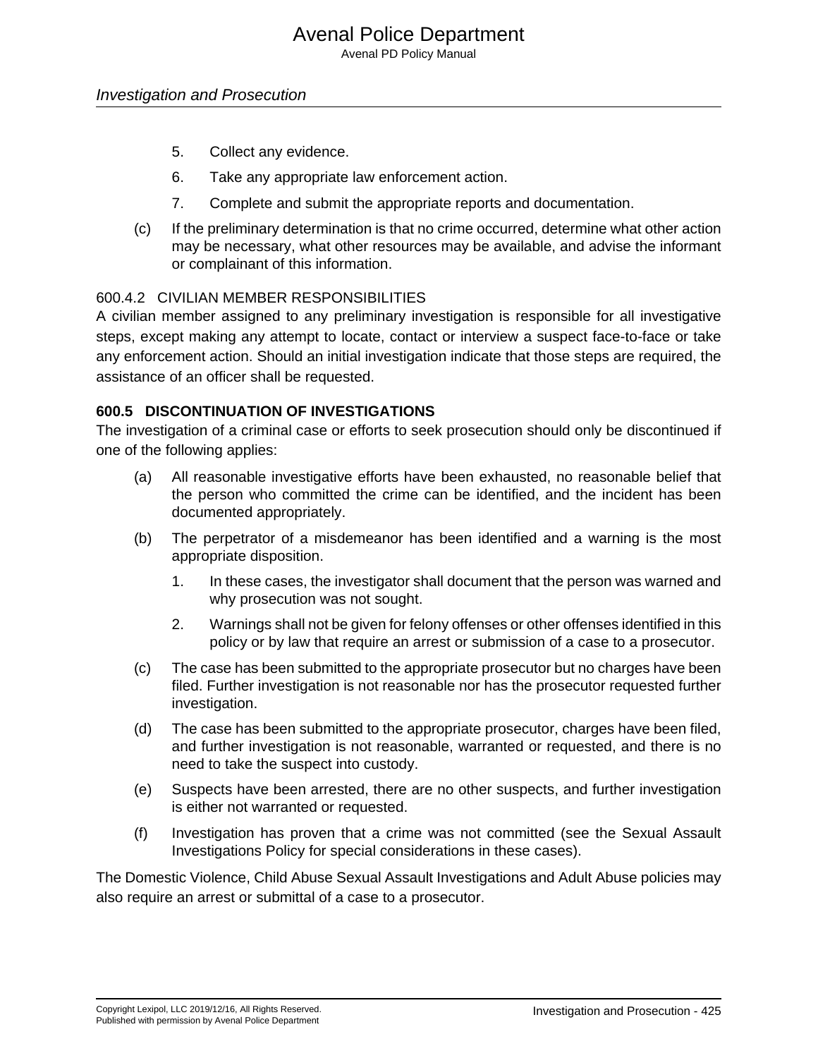5. Collect any evidence.
6. Take any appropriate law enforcement action.
7. Complete and submit the appropriate reports and documentation.

(c) If the preliminary determination is that no crime occurred, determine what other action may be necessary, what other resources may be available, and advise the informant or complainant of this information.

#### 600.4.2 CIVILIAN MEMBER RESPONSIBILITIES

A civilian member assigned to any preliminary investigation is responsible for all investigative steps, except making any attempt to locate, contact or interview a suspect face-to-face or take any enforcement action. Should an initial investigation indicate that those steps are required, the assistance of an officer shall be requested.

### 600.5 DISCONTINUATION OF INVESTIGATIONS

The investigation of a criminal case or efforts to seek prosecution should only be discontinued if one of the following applies:

(a) All reasonable investigative efforts have been exhausted, no reasonable belief that the person who committed the crime can be identified, and the incident has been documented appropriately.

(b) The perpetrator of a misdemeanor has been identified and a warning is the most appropriate disposition.

1. In these cases, the investigator shall document that the person was warned and why prosecution was not sought.
2. Warnings shall not be given for felony offenses or other offenses identified in this policy or by law that require an arrest or submission of a case to a prosecutor.

(c) The case has been submitted to the appropriate prosecutor but no charges have been filed. Further investigation is not reasonable nor has the prosecutor requested further investigation.

(d) The case has been submitted to the appropriate prosecutor, charges have been filed, and further investigation is not reasonable, warranted or requested, and there is no need to take the suspect into custody.

(e) Suspects have been arrested, there are no other suspects, and further investigation is either not warranted or requested.

(f) Investigation has proven that a crime was not committed (see the Sexual Assault Investigations Policy for special considerations in these cases).

The Domestic Violence, Child Abuse Sexual Assault Investigations and Adult Abuse policies may also require an arrest or submittal of a case to a prosecutor.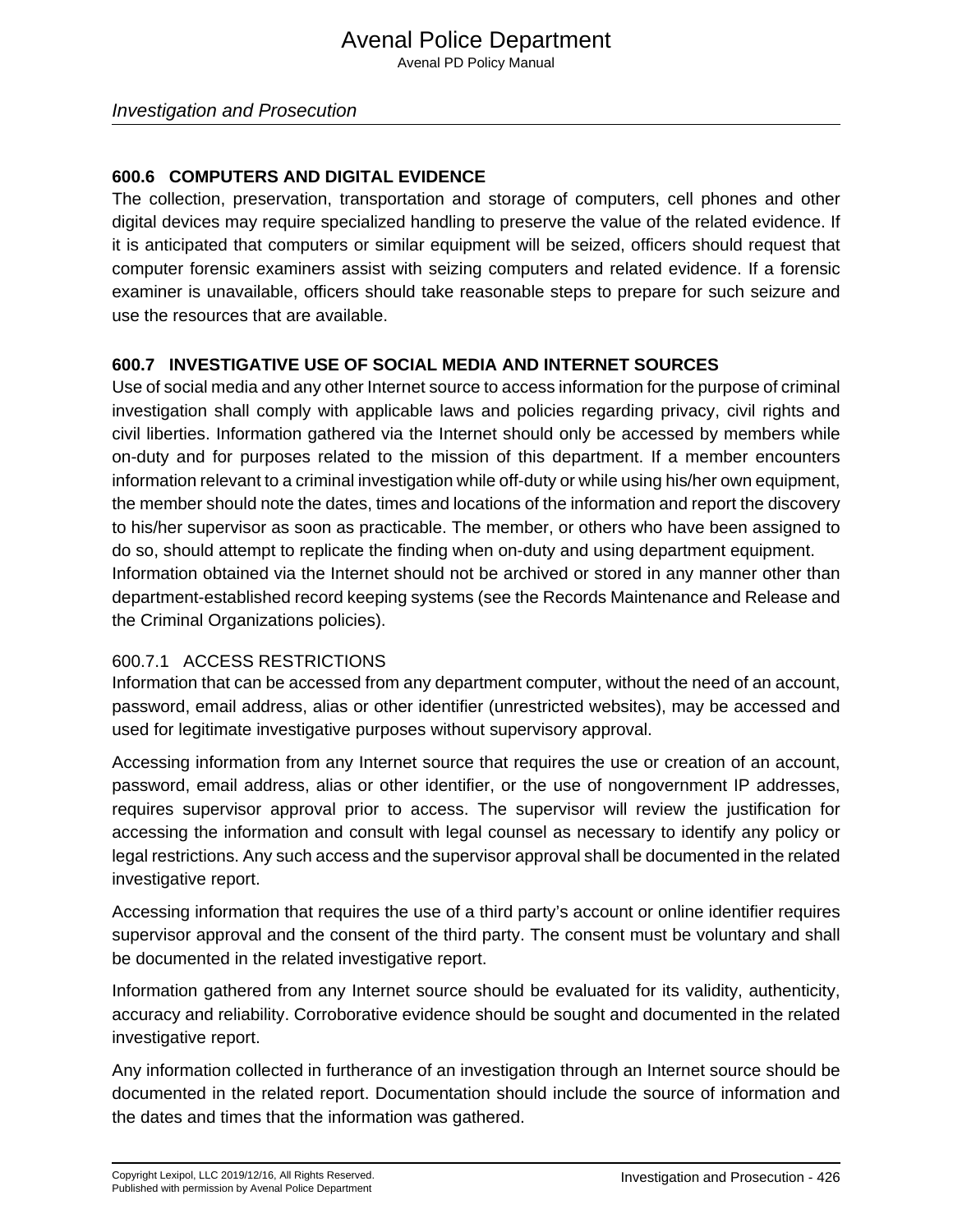## 600.6 COMPUTERS AND DIGITAL EVIDENCE

The collection, preservation, transportation and storage of computers, cell phones and other digital devices may require specialized handling to preserve the value of the related evidence. If it is anticipated that computers or similar equipment will be seized, officers should request that computer forensic examiners assist with seizing computers and related evidence. If a forensic examiner is unavailable, officers should take reasonable steps to prepare for such seizure and use the resources that are available.

## 600.7 INVESTIGATIVE USE OF SOCIAL MEDIA AND INTERNET SOURCES

Use of social media and any other Internet source to access information for the purpose of criminal investigation shall comply with applicable laws and policies regarding privacy, civil rights and civil liberties. Information gathered via the Internet should only be accessed by members while on-duty and for purposes related to the mission of this department. If a member encounters information relevant to a criminal investigation while off-duty or while using his/her own equipment, the member should note the dates, times and locations of the information and report the discovery to his/her supervisor as soon as practicable. The member, or others who have been assigned to do so, should attempt to replicate the finding when on-duty and using department equipment.

Information obtained via the Internet should not be archived or stored in any manner other than department-established record keeping systems (see the Records Maintenance and Release and the Criminal Organizations policies).

### 600.7.1 ACCESS RESTRICTIONS

Information that can be accessed from any department computer, without the need of an account, password, email address, alias or other identifier (unrestricted websites), may be accessed and used for legitimate investigative purposes without supervisory approval.

Accessing information from any Internet source that requires the use or creation of an account, password, email address, alias or other identifier, or the use of nongovernment IP addresses, requires supervisor approval prior to access. The supervisor will review the justification for accessing the information and consult with legal counsel as necessary to identify any policy or legal restrictions. Any such access and the supervisor approval shall be documented in the related investigative report.

Accessing information that requires the use of a third party's account or online identifier requires supervisor approval and the consent of the third party. The consent must be voluntary and shall be documented in the related investigative report.

Information gathered from any Internet source should be evaluated for its validity, authenticity, accuracy and reliability. Corroborative evidence should be sought and documented in the related investigative report.

Any information collected in furtherance of an investigation through an Internet source should be documented in the related report. Documentation should include the source of information and the dates and times that the information was gathered.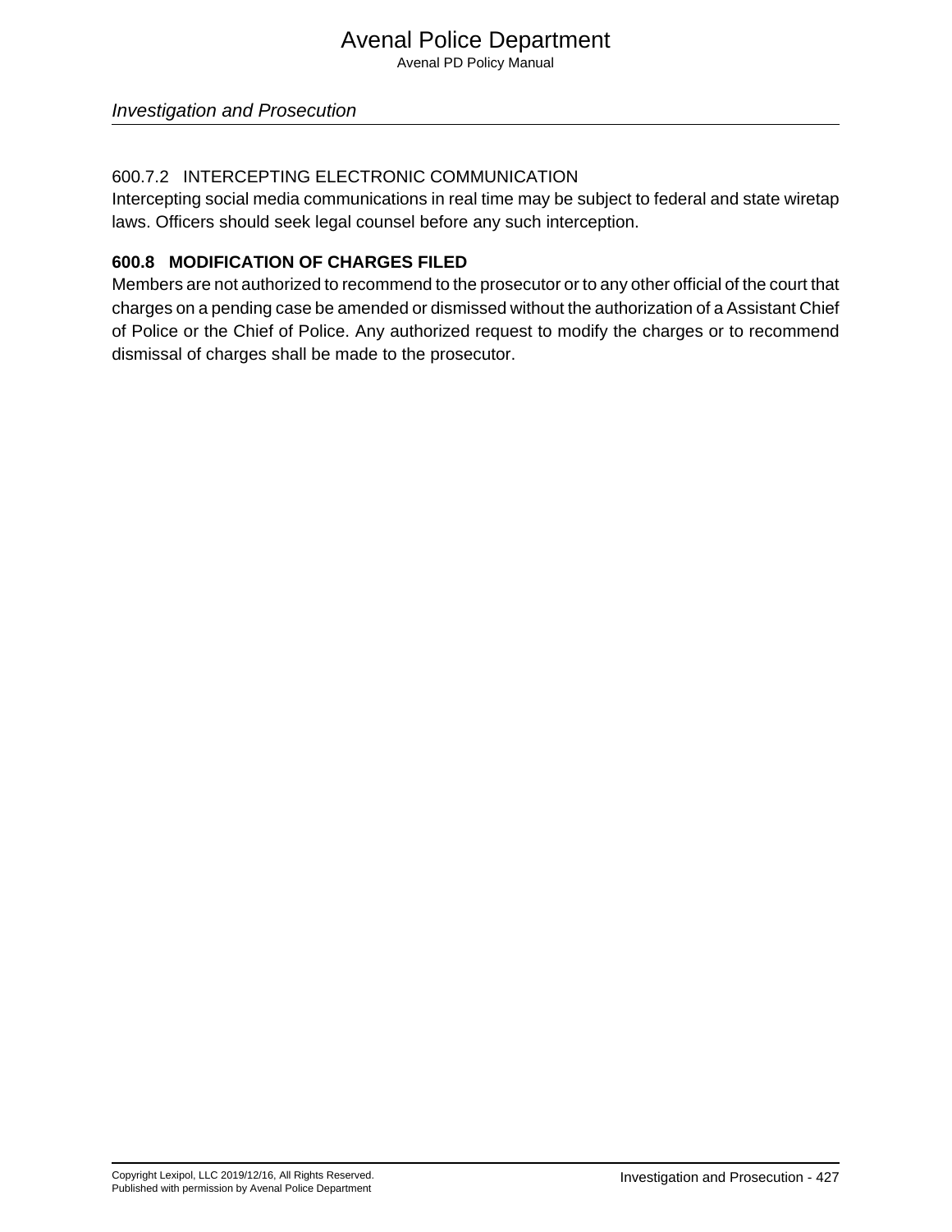#### 600.7.2 INTERCEPTING ELECTRONIC COMMUNICATION

Intercepting social media communications in real time may be subject to federal and state wiretap laws. Officers should seek legal counsel before any such interception.

### 600.8 MODIFICATION OF CHARGES FILED

Members are not authorized to recommend to the prosecutor or to any other official of the court that charges on a pending case be amended or dismissed without the authorization of a Assistant Chief of Police or the Chief of Police. Any authorized request to modify the charges or to recommend dismissal of charges shall be made to the prosecutor.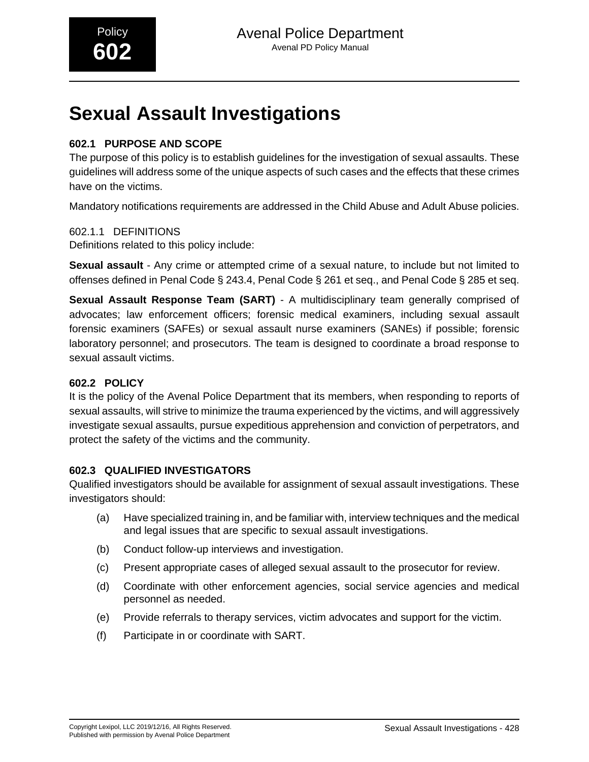# Sexual Assault Investigations

## 602.1 PURPOSE AND SCOPE

The purpose of this policy is to establish guidelines for the investigation of sexual assaults. These guidelines will address some of the unique aspects of such cases and the effects that these crimes have on the victims.

Mandatory notifications requirements are addressed in the Child Abuse and Adult Abuse policies.

### 602.1.1 DEFINITIONS

Definitions related to this policy include:

**Sexual assault** - Any crime or attempted crime of a sexual nature, to include but not limited to offenses defined in Penal Code § 243.4, Penal Code § 261 et seq., and Penal Code § 285 et seq.

**Sexual Assault Response Team (SART)** - A multidisciplinary team generally comprised of advocates; law enforcement officers; forensic medical examiners, including sexual assault forensic examiners (SAFEs) or sexual assault nurse examiners (SANEs) if possible; forensic laboratory personnel; and prosecutors. The team is designed to coordinate a broad response to sexual assault victims.

## 602.2 POLICY

It is the policy of the Avenal Police Department that its members, when responding to reports of sexual assaults, will strive to minimize the trauma experienced by the victims, and will aggressively investigate sexual assaults, pursue expeditious apprehension and conviction of perpetrators, and protect the safety of the victims and the community.

## 602.3 QUALIFIED INVESTIGATORS

Qualified investigators should be available for assignment of sexual assault investigations. These investigators should:

(a) Have specialized training in, and be familiar with, interview techniques and the medical and legal issues that are specific to sexual assault investigations.

(b) Conduct follow-up interviews and investigation.

(c) Present appropriate cases of alleged sexual assault to the prosecutor for review.

(d) Coordinate with other enforcement agencies, social service agencies and medical personnel as needed.

(e) Provide referrals to therapy services, victim advocates and support for the victim.

(f) Participate in or coordinate with SART.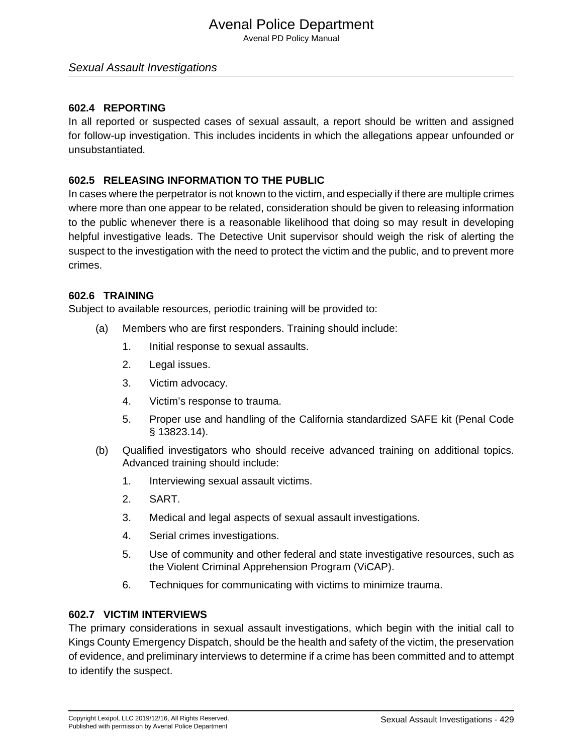## 602.4 REPORTING

In all reported or suspected cases of sexual assault, a report should be written and assigned for follow-up investigation. This includes incidents in which the allegations appear unfounded or unsubstantiated.

## 602.5 RELEASING INFORMATION TO THE PUBLIC

In cases where the perpetrator is not known to the victim, and especially if there are multiple crimes where more than one appear to be related, consideration should be given to releasing information to the public whenever there is a reasonable likelihood that doing so may result in developing helpful investigative leads. The Detective Unit supervisor should weigh the risk of alerting the suspect to the investigation with the need to protect the victim and the public, and to prevent more crimes.

## 602.6 TRAINING

Subject to available resources, periodic training will be provided to:

(a) Members who are first responders. Training should include:

1. Initial response to sexual assaults.
2. Legal issues.
3. Victim advocacy.
4. Victim's response to trauma.
5. Proper use and handling of the California standardized SAFE kit (Penal Code § 13823.14).

(b) Qualified investigators who should receive advanced training on additional topics. Advanced training should include:

1. Interviewing sexual assault victims.
2. SART.
3. Medical and legal aspects of sexual assault investigations.
4. Serial crimes investigations.
5. Use of community and other federal and state investigative resources, such as the Violent Criminal Apprehension Program (ViCAP).
6. Techniques for communicating with victims to minimize trauma.

## 602.7 VICTIM INTERVIEWS

The primary considerations in sexual assault investigations, which begin with the initial call to Kings County Emergency Dispatch, should be the health and safety of the victim, the preservation of evidence, and preliminary interviews to determine if a crime has been committed and to attempt to identify the suspect.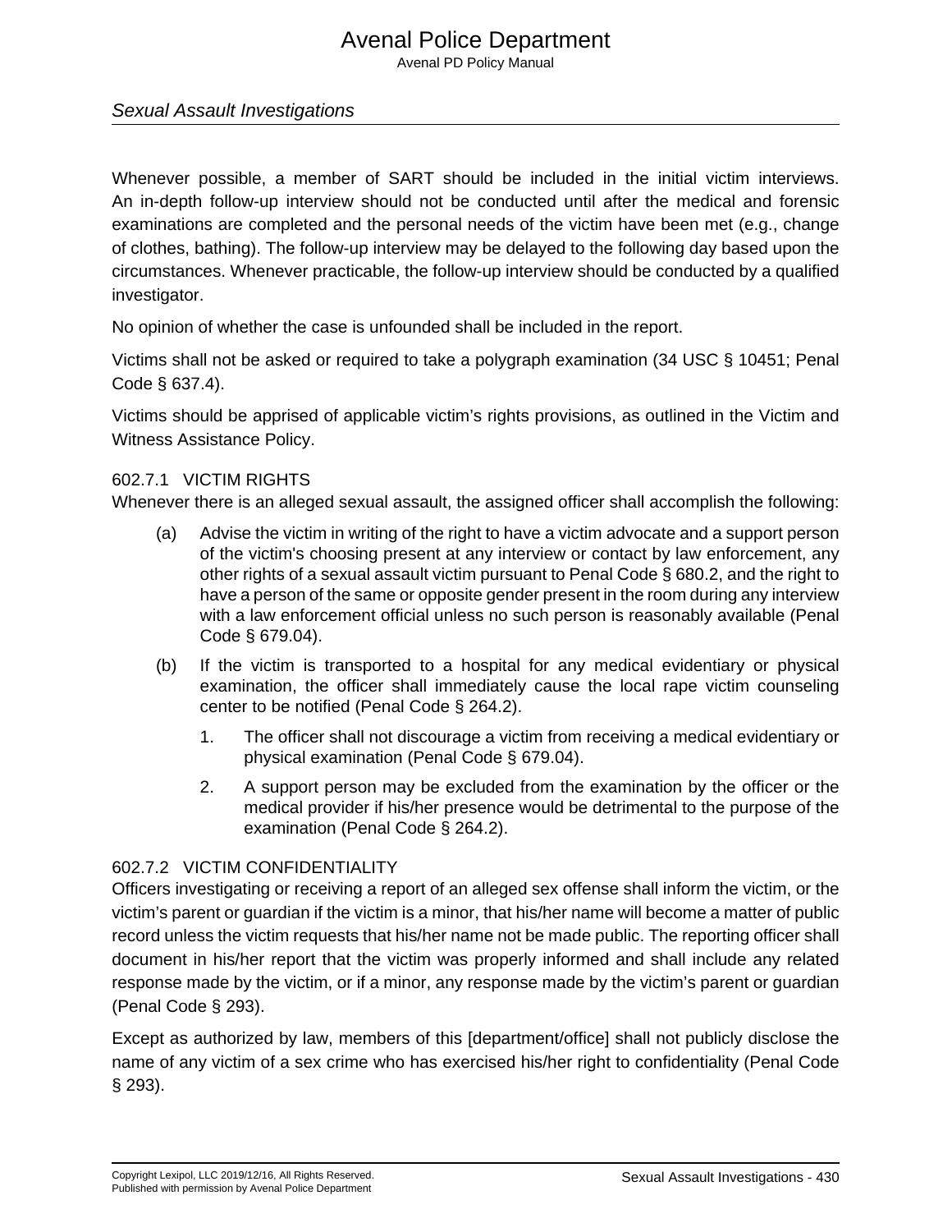Whenever possible, a member of SART should be included in the initial victim interviews. An in-depth follow-up interview should not be conducted until after the medical and forensic examinations are completed and the personal needs of the victim have been met (e.g., change of clothes, bathing). The follow-up interview may be delayed to the following day based upon the circumstances. Whenever practicable, the follow-up interview should be conducted by a qualified investigator.

No opinion of whether the case is unfounded shall be included in the report.

Victims shall not be asked or required to take a polygraph examination (34 USC § 10451; Penal Code § 637.4).

Victims should be apprised of applicable victim's rights provisions, as outlined in the Victim and Witness Assistance Policy.

### 602.7.1 VICTIM RIGHTS

Whenever there is an alleged sexual assault, the assigned officer shall accomplish the following:

(a) Advise the victim in writing of the right to have a victim advocate and a support person of the victim's choosing present at any interview or contact by law enforcement, any other rights of a sexual assault victim pursuant to Penal Code § 680.2, and the right to have a person of the same or opposite gender present in the room during any interview with a law enforcement official unless no such person is reasonably available (Penal Code § 679.04).

(b) If the victim is transported to a hospital for any medical evidentiary or physical examination, the officer shall immediately cause the local rape victim counseling center to be notified (Penal Code § 264.2).

   1. The officer shall not discourage a victim from receiving a medical evidentiary or physical examination (Penal Code § 679.04).

   2. A support person may be excluded from the examination by the officer or the medical provider if his/her presence would be detrimental to the purpose of the examination (Penal Code § 264.2).

### 602.7.2 VICTIM CONFIDENTIALITY

Officers investigating or receiving a report of an alleged sex offense shall inform the victim, or the victim's parent or guardian if the victim is a minor, that his/her name will become a matter of public record unless the victim requests that his/her name not be made public. The reporting officer shall document in his/her report that the victim was properly informed and shall include any related response made by the victim, or if a minor, any response made by the victim's parent or guardian (Penal Code § 293).

Except as authorized by law, members of this [department/office] shall not publicly disclose the name of any victim of a sex crime who has exercised his/her right to confidentiality (Penal Code § 293).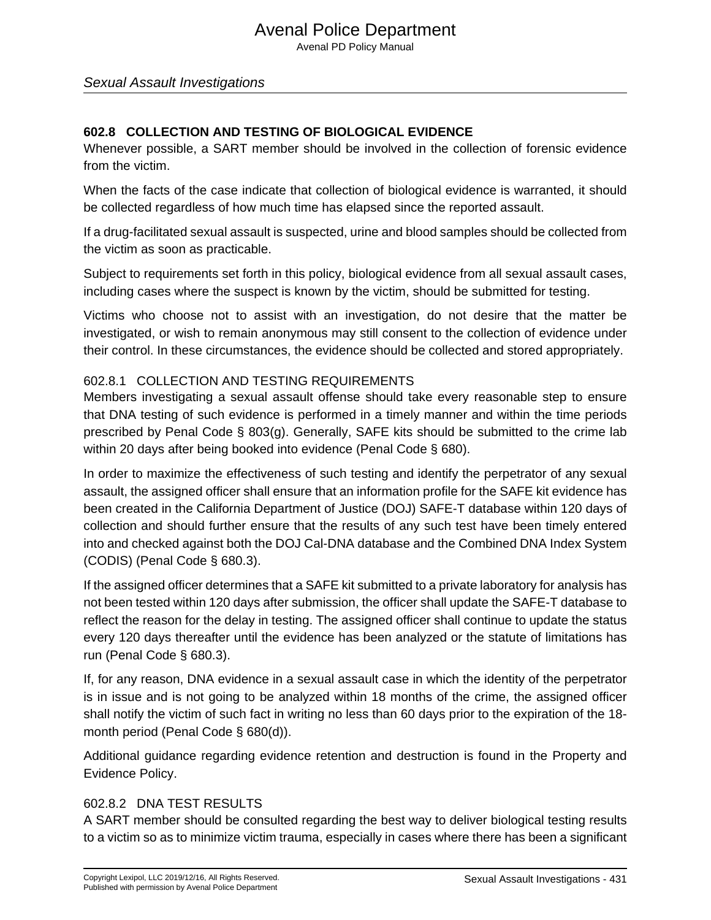## 602.8 COLLECTION AND TESTING OF BIOLOGICAL EVIDENCE

Whenever possible, a SART member should be involved in the collection of forensic evidence from the victim.

When the facts of the case indicate that collection of biological evidence is warranted, it should be collected regardless of how much time has elapsed since the reported assault.

If a drug-facilitated sexual assault is suspected, urine and blood samples should be collected from the victim as soon as practicable.

Subject to requirements set forth in this policy, biological evidence from all sexual assault cases, including cases where the suspect is known by the victim, should be submitted for testing.

Victims who choose not to assist with an investigation, do not desire that the matter be investigated, or wish to remain anonymous may still consent to the collection of evidence under their control. In these circumstances, the evidence should be collected and stored appropriately.

### 602.8.1 COLLECTION AND TESTING REQUIREMENTS

Members investigating a sexual assault offense should take every reasonable step to ensure that DNA testing of such evidence is performed in a timely manner and within the time periods prescribed by Penal Code § 803(g). Generally, SAFE kits should be submitted to the crime lab within 20 days after being booked into evidence (Penal Code § 680).

In order to maximize the effectiveness of such testing and identify the perpetrator of any sexual assault, the assigned officer shall ensure that an information profile for the SAFE kit evidence has been created in the California Department of Justice (DOJ) SAFE-T database within 120 days of collection and should further ensure that the results of any such test have been timely entered into and checked against both the DOJ Cal-DNA database and the Combined DNA Index System (CODIS) (Penal Code § 680.3).

If the assigned officer determines that a SAFE kit submitted to a private laboratory for analysis has not been tested within 120 days after submission, the officer shall update the SAFE-T database to reflect the reason for the delay in testing. The assigned officer shall continue to update the status every 120 days thereafter until the evidence has been analyzed or the statute of limitations has run (Penal Code § 680.3).

If, for any reason, DNA evidence in a sexual assault case in which the identity of the perpetrator is in issue and is not going to be analyzed within 18 months of the crime, the assigned officer shall notify the victim of such fact in writing no less than 60 days prior to the expiration of the 18-month period (Penal Code § 680(d)).

Additional guidance regarding evidence retention and destruction is found in the Property and Evidence Policy.

### 602.8.2 DNA TEST RESULTS

A SART member should be consulted regarding the best way to deliver biological testing results to a victim so as to minimize victim trauma, especially in cases where there has been a significant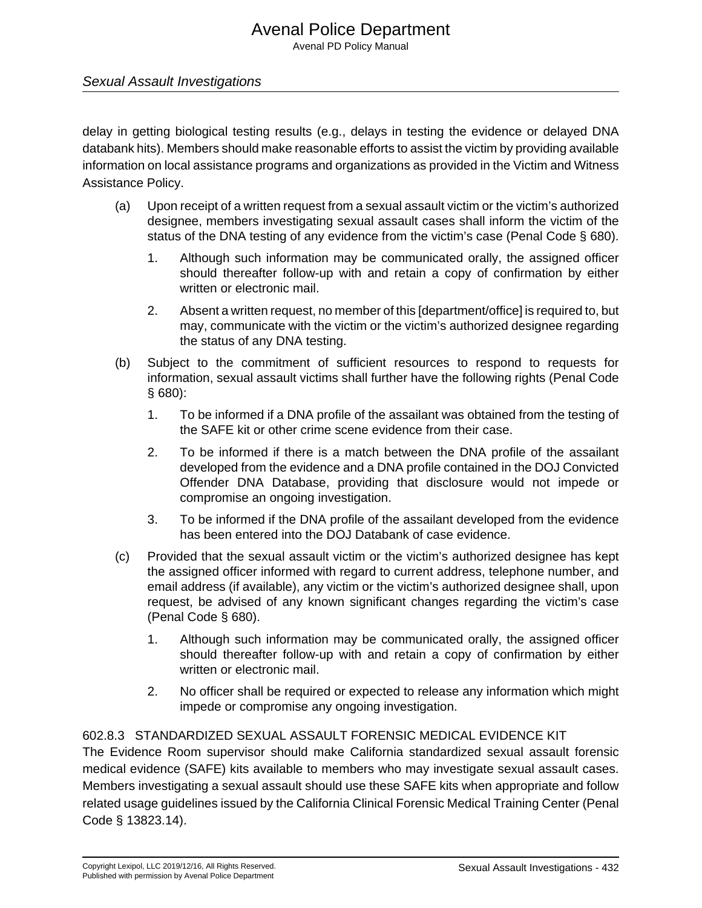delay in getting biological testing results (e.g., delays in testing the evidence or delayed DNA databank hits). Members should make reasonable efforts to assist the victim by providing available information on local assistance programs and organizations as provided in the Victim and Witness Assistance Policy.

(a) Upon receipt of a written request from a sexual assault victim or the victim's authorized designee, members investigating sexual assault cases shall inform the victim of the status of the DNA testing of any evidence from the victim's case (Penal Code § 680).

  1. Although such information may be communicated orally, the assigned officer should thereafter follow-up with and retain a copy of confirmation by either written or electronic mail.

  2. Absent a written request, no member of this [department/office] is required to, but may, communicate with the victim or the victim's authorized designee regarding the status of any DNA testing.

(b) Subject to the commitment of sufficient resources to respond to requests for information, sexual assault victims shall further have the following rights (Penal Code § 680):

  1. To be informed if a DNA profile of the assailant was obtained from the testing of the SAFE kit or other crime scene evidence from their case.

  2. To be informed if there is a match between the DNA profile of the assailant developed from the evidence and a DNA profile contained in the DOJ Convicted Offender DNA Database, providing that disclosure would not impede or compromise an ongoing investigation.

  3. To be informed if the DNA profile of the assailant developed from the evidence has been entered into the DOJ Databank of case evidence.

(c) Provided that the sexual assault victim or the victim's authorized designee has kept the assigned officer informed with regard to current address, telephone number, and email address (if available), any victim or the victim's authorized designee shall, upon request, be advised of any known significant changes regarding the victim's case (Penal Code § 680).

  1. Although such information may be communicated orally, the assigned officer should thereafter follow-up with and retain a copy of confirmation by either written or electronic mail.

  2. No officer shall be required or expected to release any information which might impede or compromise any ongoing investigation.

#### 602.8.3 STANDARDIZED SEXUAL ASSAULT FORENSIC MEDICAL EVIDENCE KIT

The Evidence Room supervisor should make California standardized sexual assault forensic medical evidence (SAFE) kits available to members who may investigate sexual assault cases. Members investigating a sexual assault should use these SAFE kits when appropriate and follow related usage guidelines issued by the California Clinical Forensic Medical Training Center (Penal Code § 13823.14).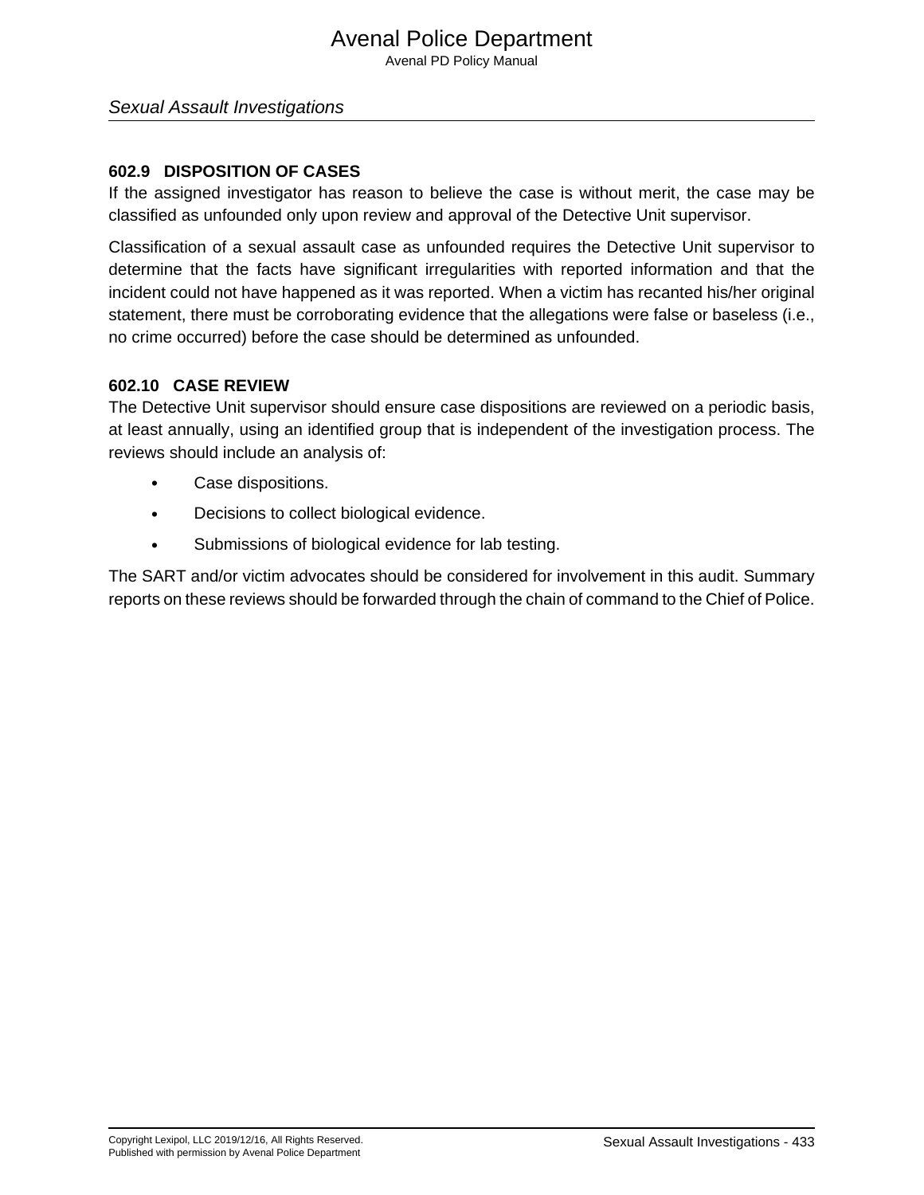## 602.9 DISPOSITION OF CASES

If the assigned investigator has reason to believe the case is without merit, the case may be classified as unfounded only upon review and approval of the Detective Unit supervisor.

Classification of a sexual assault case as unfounded requires the Detective Unit supervisor to determine that the facts have significant irregularities with reported information and that the incident could not have happened as it was reported. When a victim has recanted his/her original statement, there must be corroborating evidence that the allegations were false or baseless (i.e., no crime occurred) before the case should be determined as unfounded.

## 602.10 CASE REVIEW

The Detective Unit supervisor should ensure case dispositions are reviewed on a periodic basis, at least annually, using an identified group that is independent of the investigation process. The reviews should include an analysis of:

- Case dispositions.
- Decisions to collect biological evidence.
- Submissions of biological evidence for lab testing.

The SART and/or victim advocates should be considered for involvement in this audit. Summary reports on these reviews should be forwarded through the chain of command to the Chief of Police.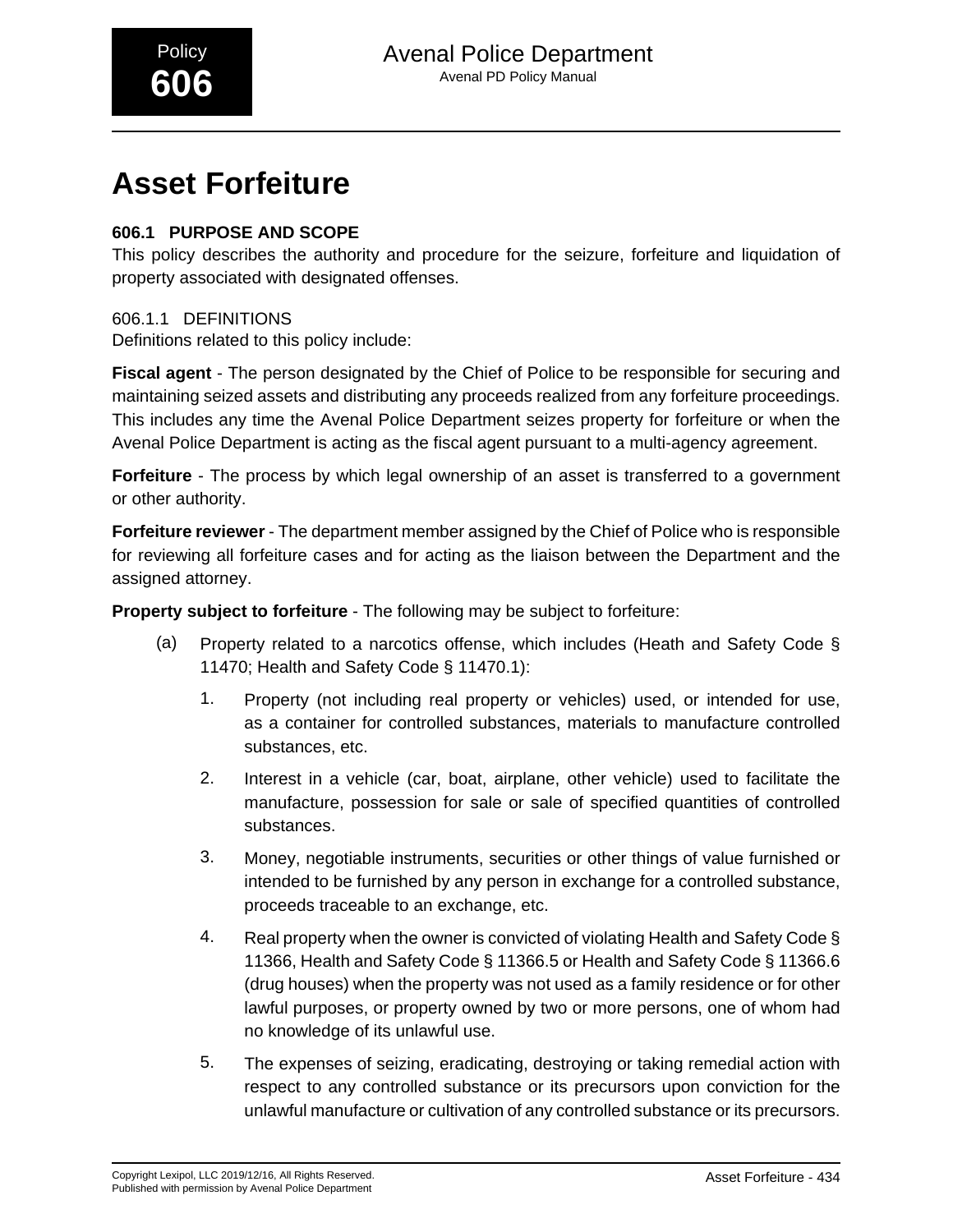# Asset Forfeiture

### 606.1 PURPOSE AND SCOPE

This policy describes the authority and procedure for the seizure, forfeiture and liquidation of property associated with designated offenses.

#### 606.1.1 DEFINITIONS

Definitions related to this policy include:

**Fiscal agent** - The person designated by the Chief of Police to be responsible for securing and maintaining seized assets and distributing any proceeds realized from any forfeiture proceedings. This includes any time the Avenal Police Department seizes property for forfeiture or when the Avenal Police Department is acting as the fiscal agent pursuant to a multi-agency agreement.

**Forfeiture** - The process by which legal ownership of an asset is transferred to a government or other authority.

**Forfeiture reviewer** - The department member assigned by the Chief of Police who is responsible for reviewing all forfeiture cases and for acting as the liaison between the Department and the assigned attorney.

**Property subject to forfeiture** - The following may be subject to forfeiture:

(a) Property related to a narcotics offense, which includes (Heath and Safety Code § 11470; Health and Safety Code § 11470.1):

1. Property (not including real property or vehicles) used, or intended for use, as a container for controlled substances, materials to manufacture controlled substances, etc.

2. Interest in a vehicle (car, boat, airplane, other vehicle) used to facilitate the manufacture, possession for sale or sale of specified quantities of controlled substances.

3. Money, negotiable instruments, securities or other things of value furnished or intended to be furnished by any person in exchange for a controlled substance, proceeds traceable to an exchange, etc.

4. Real property when the owner is convicted of violating Health and Safety Code § 11366, Health and Safety Code § 11366.5 or Health and Safety Code § 11366.6 (drug houses) when the property was not used as a family residence or for other lawful purposes, or property owned by two or more persons, one of whom had no knowledge of its unlawful use.

5. The expenses of seizing, eradicating, destroying or taking remedial action with respect to any controlled substance or its precursors upon conviction for the unlawful manufacture or cultivation of any controlled substance or its precursors.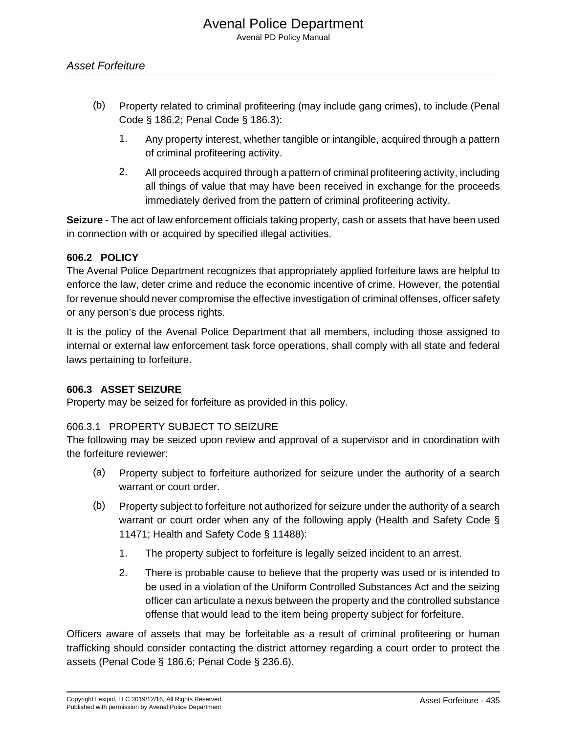(b) Property related to criminal profiteering (may include gang crimes), to include (Penal Code § 186.2; Penal Code § 186.3):

1. Any property interest, whether tangible or intangible, acquired through a pattern of criminal profiteering activity.

2. All proceeds acquired through a pattern of criminal profiteering activity, including all things of value that may have been received in exchange for the proceeds immediately derived from the pattern of criminal profiteering activity.

**Seizure** - The act of law enforcement officials taking property, cash or assets that have been used in connection with or acquired by specified illegal activities.

## 606.2 POLICY

The Avenal Police Department recognizes that appropriately applied forfeiture laws are helpful to enforce the law, deter crime and reduce the economic incentive of crime. However, the potential for revenue should never compromise the effective investigation of criminal offenses, officer safety or any person's due process rights.

It is the policy of the Avenal Police Department that all members, including those assigned to internal or external law enforcement task force operations, shall comply with all state and federal laws pertaining to forfeiture.

## 606.3 ASSET SEIZURE

Property may be seized for forfeiture as provided in this policy.

### 606.3.1 PROPERTY SUBJECT TO SEIZURE

The following may be seized upon review and approval of a supervisor and in coordination with the forfeiture reviewer:

(a) Property subject to forfeiture authorized for seizure under the authority of a search warrant or court order.

(b) Property subject to forfeiture not authorized for seizure under the authority of a search warrant or court order when any of the following apply (Health and Safety Code § 11471; Health and Safety Code § 11488):

1. The property subject to forfeiture is legally seized incident to an arrest.

2. There is probable cause to believe that the property was used or is intended to be used in a violation of the Uniform Controlled Substances Act and the seizing officer can articulate a nexus between the property and the controlled substance offense that would lead to the item being property subject for forfeiture.

Officers aware of assets that may be forfeitable as a result of criminal profiteering or human trafficking should consider contacting the district attorney regarding a court order to protect the assets (Penal Code § 186.6; Penal Code § 236.6).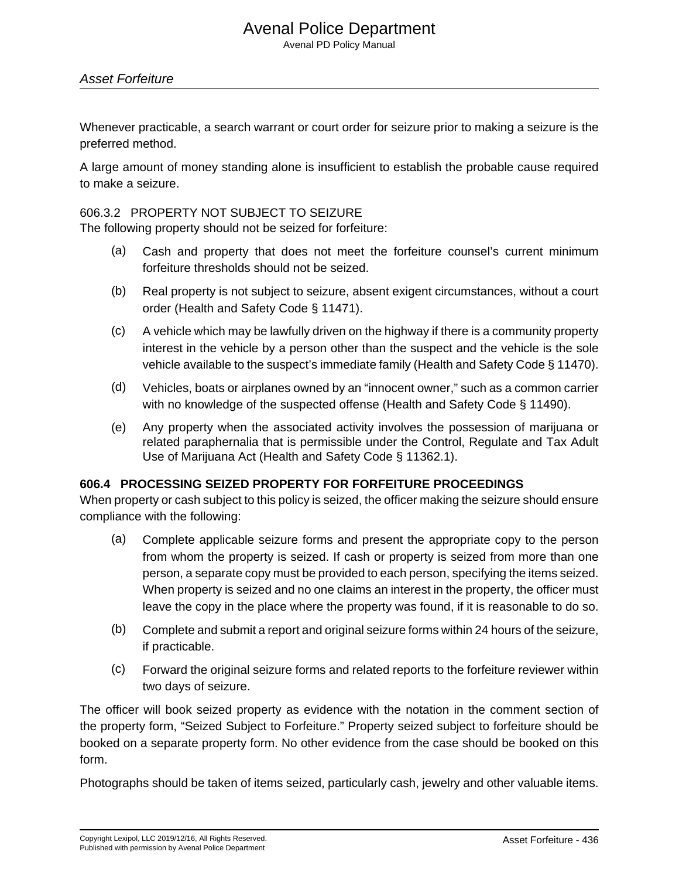Whenever practicable, a search warrant or court order for seizure prior to making a seizure is the preferred method.

A large amount of money standing alone is insufficient to establish the probable cause required to make a seizure.

#### 606.3.2 PROPERTY NOT SUBJECT TO SEIZURE

The following property should not be seized for forfeiture:

(a) Cash and property that does not meet the forfeiture counsel's current minimum forfeiture thresholds should not be seized.

(b) Real property is not subject to seizure, absent exigent circumstances, without a court order (Health and Safety Code § 11471).

(c) A vehicle which may be lawfully driven on the highway if there is a community property interest in the vehicle by a person other than the suspect and the vehicle is the sole vehicle available to the suspect's immediate family (Health and Safety Code § 11470).

(d) Vehicles, boats or airplanes owned by an "innocent owner," such as a common carrier with no knowledge of the suspected offense (Health and Safety Code § 11490).

(e) Any property when the associated activity involves the possession of marijuana or related paraphernalia that is permissible under the Control, Regulate and Tax Adult Use of Marijuana Act (Health and Safety Code § 11362.1).

### 606.4 PROCESSING SEIZED PROPERTY FOR FORFEITURE PROCEEDINGS

When property or cash subject to this policy is seized, the officer making the seizure should ensure compliance with the following:

(a) Complete applicable seizure forms and present the appropriate copy to the person from whom the property is seized. If cash or property is seized from more than one person, a separate copy must be provided to each person, specifying the items seized. When property is seized and no one claims an interest in the property, the officer must leave the copy in the place where the property was found, if it is reasonable to do so.

(b) Complete and submit a report and original seizure forms within 24 hours of the seizure, if practicable.

(c) Forward the original seizure forms and related reports to the forfeiture reviewer within two days of seizure.

The officer will book seized property as evidence with the notation in the comment section of the property form, "Seized Subject to Forfeiture." Property seized subject to forfeiture should be booked on a separate property form. No other evidence from the case should be booked on this form.

Photographs should be taken of items seized, particularly cash, jewelry and other valuable items.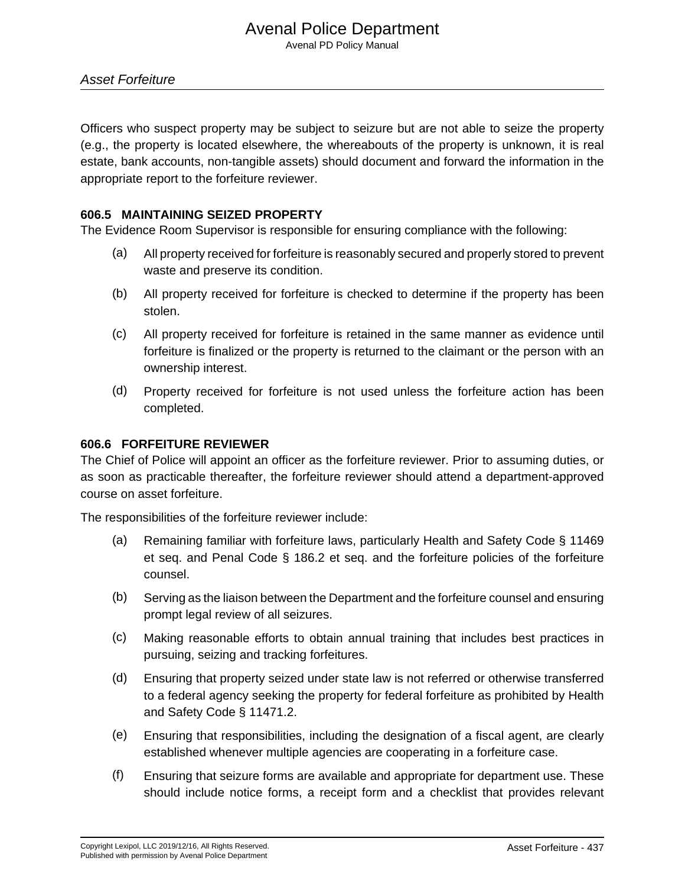Officers who suspect property may be subject to seizure but are not able to seize the property (e.g., the property is located elsewhere, the whereabouts of the property is unknown, it is real estate, bank accounts, non-tangible assets) should document and forward the information in the appropriate report to the forfeiture reviewer.

### 606.5 MAINTAINING SEIZED PROPERTY

The Evidence Room Supervisor is responsible for ensuring compliance with the following:

(a) All property received for forfeiture is reasonably secured and properly stored to prevent waste and preserve its condition.

(b) All property received for forfeiture is checked to determine if the property has been stolen.

(c) All property received for forfeiture is retained in the same manner as evidence until forfeiture is finalized or the property is returned to the claimant or the person with an ownership interest.

(d) Property received for forfeiture is not used unless the forfeiture action has been completed.

### 606.6 FORFEITURE REVIEWER

The Chief of Police will appoint an officer as the forfeiture reviewer. Prior to assuming duties, or as soon as practicable thereafter, the forfeiture reviewer should attend a department-approved course on asset forfeiture.

The responsibilities of the forfeiture reviewer include:

(a) Remaining familiar with forfeiture laws, particularly Health and Safety Code § 11469 et seq. and Penal Code § 186.2 et seq. and the forfeiture policies of the forfeiture counsel.

(b) Serving as the liaison between the Department and the forfeiture counsel and ensuring prompt legal review of all seizures.

(c) Making reasonable efforts to obtain annual training that includes best practices in pursuing, seizing and tracking forfeitures.

(d) Ensuring that property seized under state law is not referred or otherwise transferred to a federal agency seeking the property for federal forfeiture as prohibited by Health and Safety Code § 11471.2.

(e) Ensuring that responsibilities, including the designation of a fiscal agent, are clearly established whenever multiple agencies are cooperating in a forfeiture case.

(f) Ensuring that seizure forms are available and appropriate for department use. These should include notice forms, a receipt form and a checklist that provides relevant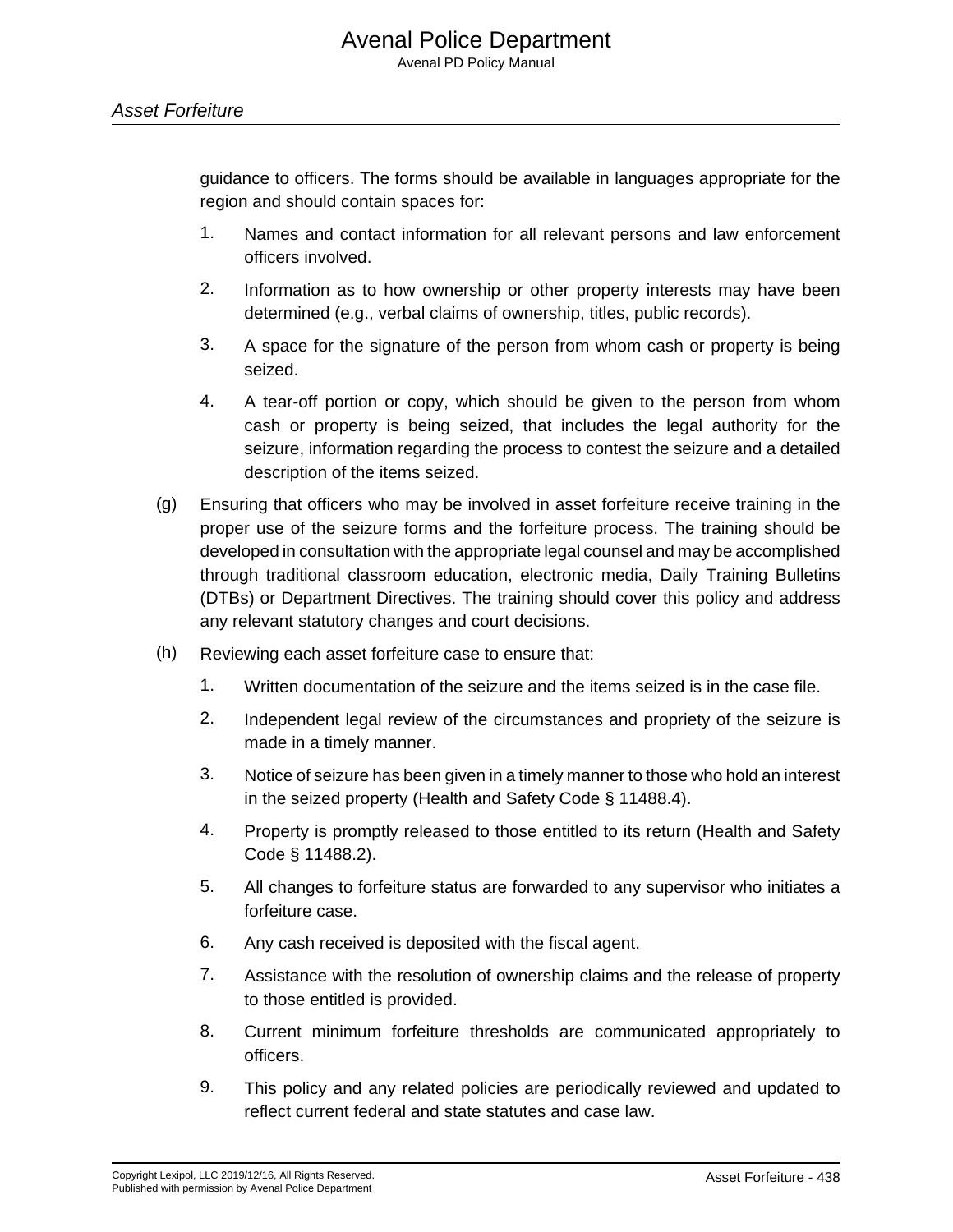guidance to officers. The forms should be available in languages appropriate for the region and should contain spaces for:

1. Names and contact information for all relevant persons and law enforcement officers involved.
2. Information as to how ownership or other property interests may have been determined (e.g., verbal claims of ownership, titles, public records).
3. A space for the signature of the person from whom cash or property is being seized.
4. A tear-off portion or copy, which should be given to the person from whom cash or property is being seized, that includes the legal authority for the seizure, information regarding the process to contest the seizure and a detailed description of the items seized.

(g) Ensuring that officers who may be involved in asset forfeiture receive training in the proper use of the seizure forms and the forfeiture process. The training should be developed in consultation with the appropriate legal counsel and may be accomplished through traditional classroom education, electronic media, Daily Training Bulletins (DTBs) or Department Directives. The training should cover this policy and address any relevant statutory changes and court decisions.

(h) Reviewing each asset forfeiture case to ensure that:

1. Written documentation of the seizure and the items seized is in the case file.
2. Independent legal review of the circumstances and propriety of the seizure is made in a timely manner.
3. Notice of seizure has been given in a timely manner to those who hold an interest in the seized property (Health and Safety Code § 11488.4).
4. Property is promptly released to those entitled to its return (Health and Safety Code § 11488.2).
5. All changes to forfeiture status are forwarded to any supervisor who initiates a forfeiture case.
6. Any cash received is deposited with the fiscal agent.
7. Assistance with the resolution of ownership claims and the release of property to those entitled is provided.
8. Current minimum forfeiture thresholds are communicated appropriately to officers.
9. This policy and any related policies are periodically reviewed and updated to reflect current federal and state statutes and case law.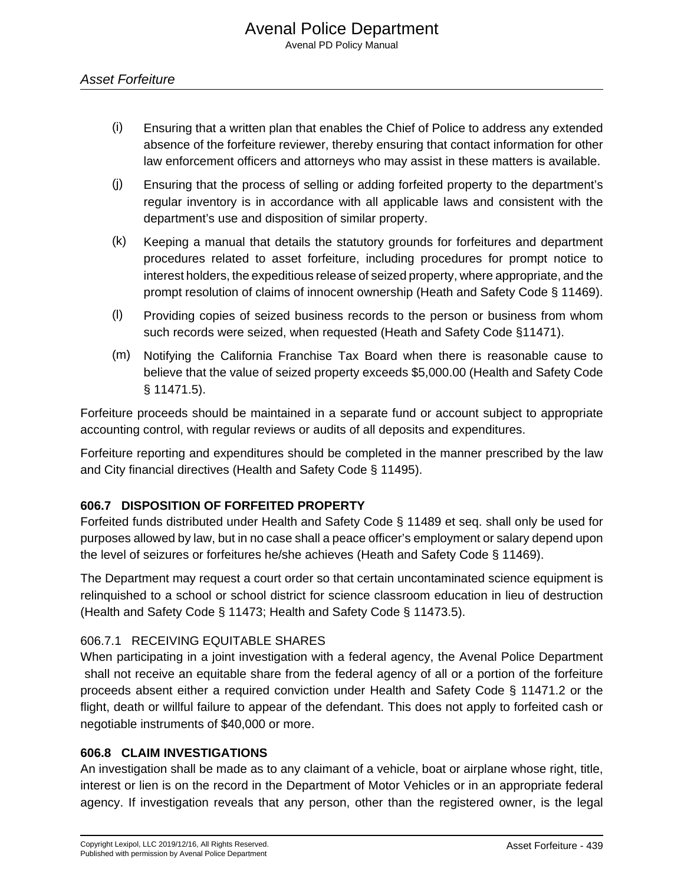(i) Ensuring that a written plan that enables the Chief of Police to address any extended absence of the forfeiture reviewer, thereby ensuring that contact information for other law enforcement officers and attorneys who may assist in these matters is available.

(j) Ensuring that the process of selling or adding forfeited property to the department's regular inventory is in accordance with all applicable laws and consistent with the department's use and disposition of similar property.

(k) Keeping a manual that details the statutory grounds for forfeitures and department procedures related to asset forfeiture, including procedures for prompt notice to interest holders, the expeditious release of seized property, where appropriate, and the prompt resolution of claims of innocent ownership (Heath and Safety Code § 11469).

(l) Providing copies of seized business records to the person or business from whom such records were seized, when requested (Heath and Safety Code §11471).

(m) Notifying the California Franchise Tax Board when there is reasonable cause to believe that the value of seized property exceeds $5,000.00 (Health and Safety Code § 11471.5).

Forfeiture proceeds should be maintained in a separate fund or account subject to appropriate accounting control, with regular reviews or audits of all deposits and expenditures.

Forfeiture reporting and expenditures should be completed in the manner prescribed by the law and City financial directives (Health and Safety Code § 11495).

### 606.7 DISPOSITION OF FORFEITED PROPERTY

Forfeited funds distributed under Health and Safety Code § 11489 et seq. shall only be used for purposes allowed by law, but in no case shall a peace officer's employment or salary depend upon the level of seizures or forfeitures he/she achieves (Heath and Safety Code § 11469).

The Department may request a court order so that certain uncontaminated science equipment is relinquished to a school or school district for science classroom education in lieu of destruction (Health and Safety Code § 11473; Health and Safety Code § 11473.5).

#### 606.7.1 RECEIVING EQUITABLE SHARES

When participating in a joint investigation with a federal agency, the Avenal Police Department shall not receive an equitable share from the federal agency of all or a portion of the forfeiture proceeds absent either a required conviction under Health and Safety Code § 11471.2 or the flight, death or willful failure to appear of the defendant. This does not apply to forfeited cash or negotiable instruments of $40,000 or more.

### 606.8 CLAIM INVESTIGATIONS

An investigation shall be made as to any claimant of a vehicle, boat or airplane whose right, title, interest or lien is on the record in the Department of Motor Vehicles or in an appropriate federal agency. If investigation reveals that any person, other than the registered owner, is the legal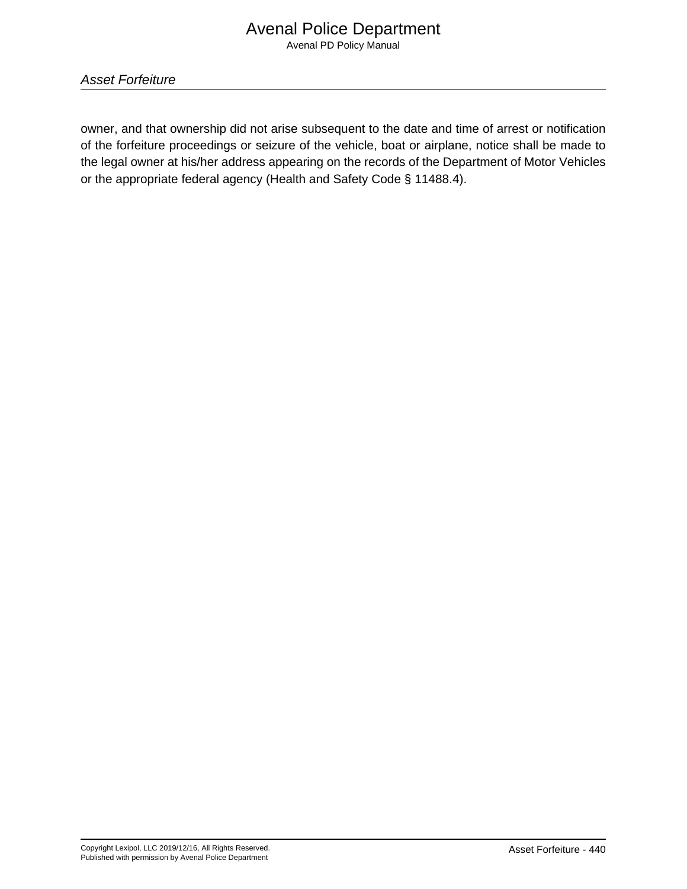owner, and that ownership did not arise subsequent to the date and time of arrest or notification of the forfeiture proceedings or seizure of the vehicle, boat or airplane, notice shall be made to the legal owner at his/her address appearing on the records of the Department of Motor Vehicles or the appropriate federal agency (Health and Safety Code § 11488.4).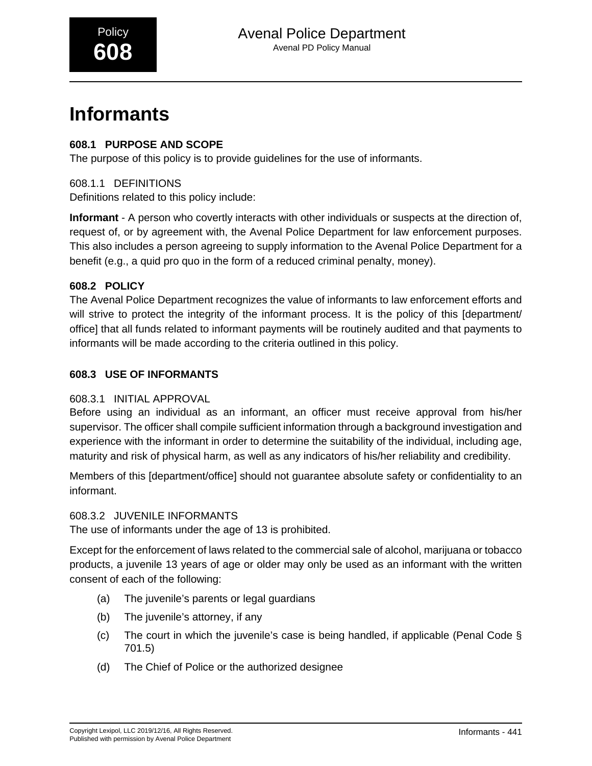# Informants

## 608.1 PURPOSE AND SCOPE

The purpose of this policy is to provide guidelines for the use of informants.

### 608.1.1 DEFINITIONS

Definitions related to this policy include:

**Informant** - A person who covertly interacts with other individuals or suspects at the direction of, request of, or by agreement with, the Avenal Police Department for law enforcement purposes. This also includes a person agreeing to supply information to the Avenal Police Department for a benefit (e.g., a quid pro quo in the form of a reduced criminal penalty, money).

## 608.2 POLICY

The Avenal Police Department recognizes the value of informants to law enforcement efforts and will strive to protect the integrity of the informant process. It is the policy of this [department/office] that all funds related to informant payments will be routinely audited and that payments to informants will be made according to the criteria outlined in this policy.

## 608.3 USE OF INFORMANTS

### 608.3.1 INITIAL APPROVAL

Before using an individual as an informant, an officer must receive approval from his/her supervisor. The officer shall compile sufficient information through a background investigation and experience with the informant in order to determine the suitability of the individual, including age, maturity and risk of physical harm, as well as any indicators of his/her reliability and credibility.

Members of this [department/office] should not guarantee absolute safety or confidentiality to an informant.

### 608.3.2 JUVENILE INFORMANTS

The use of informants under the age of 13 is prohibited.

Except for the enforcement of laws related to the commercial sale of alcohol, marijuana or tobacco products, a juvenile 13 years of age or older may only be used as an informant with the written consent of each of the following:

(a) The juvenile's parents or legal guardians

(b) The juvenile's attorney, if any

(c) The court in which the juvenile's case is being handled, if applicable (Penal Code § 701.5)

(d) The Chief of Police or the authorized designee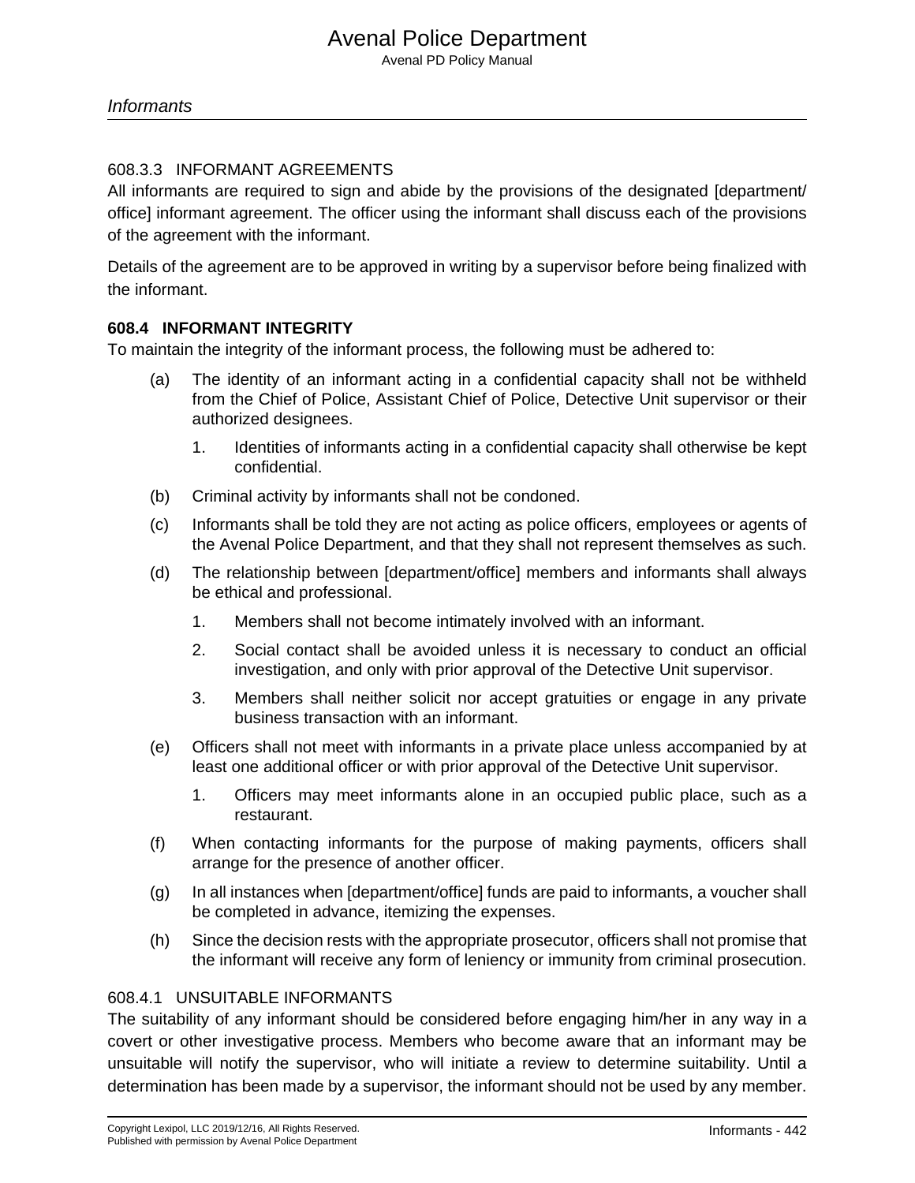### 608.3.3 INFORMANT AGREEMENTS

All informants are required to sign and abide by the provisions of the designated [department/office] informant agreement. The officer using the informant shall discuss each of the provisions of the agreement with the informant.

Details of the agreement are to be approved in writing by a supervisor before being finalized with the informant.

## 608.4 INFORMANT INTEGRITY

To maintain the integrity of the informant process, the following must be adhered to:

(a) The identity of an informant acting in a confidential capacity shall not be withheld from the Chief of Police, Assistant Chief of Police, Detective Unit supervisor or their authorized designees.

   1. Identities of informants acting in a confidential capacity shall otherwise be kept confidential.

(b) Criminal activity by informants shall not be condoned.

(c) Informants shall be told they are not acting as police officers, employees or agents of the Avenal Police Department, and that they shall not represent themselves as such.

(d) The relationship between [department/office] members and informants shall always be ethical and professional.

   1. Members shall not become intimately involved with an informant.

   2. Social contact shall be avoided unless it is necessary to conduct an official investigation, and only with prior approval of the Detective Unit supervisor.

   3. Members shall neither solicit nor accept gratuities or engage in any private business transaction with an informant.

(e) Officers shall not meet with informants in a private place unless accompanied by at least one additional officer or with prior approval of the Detective Unit supervisor.

   1. Officers may meet informants alone in an occupied public place, such as a restaurant.

(f) When contacting informants for the purpose of making payments, officers shall arrange for the presence of another officer.

(g) In all instances when [department/office] funds are paid to informants, a voucher shall be completed in advance, itemizing the expenses.

(h) Since the decision rests with the appropriate prosecutor, officers shall not promise that the informant will receive any form of leniency or immunity from criminal prosecution.

### 608.4.1 UNSUITABLE INFORMANTS

The suitability of any informant should be considered before engaging him/her in any way in a covert or other investigative process. Members who become aware that an informant may be unsuitable will notify the supervisor, who will initiate a review to determine suitability. Until a determination has been made by a supervisor, the informant should not be used by any member.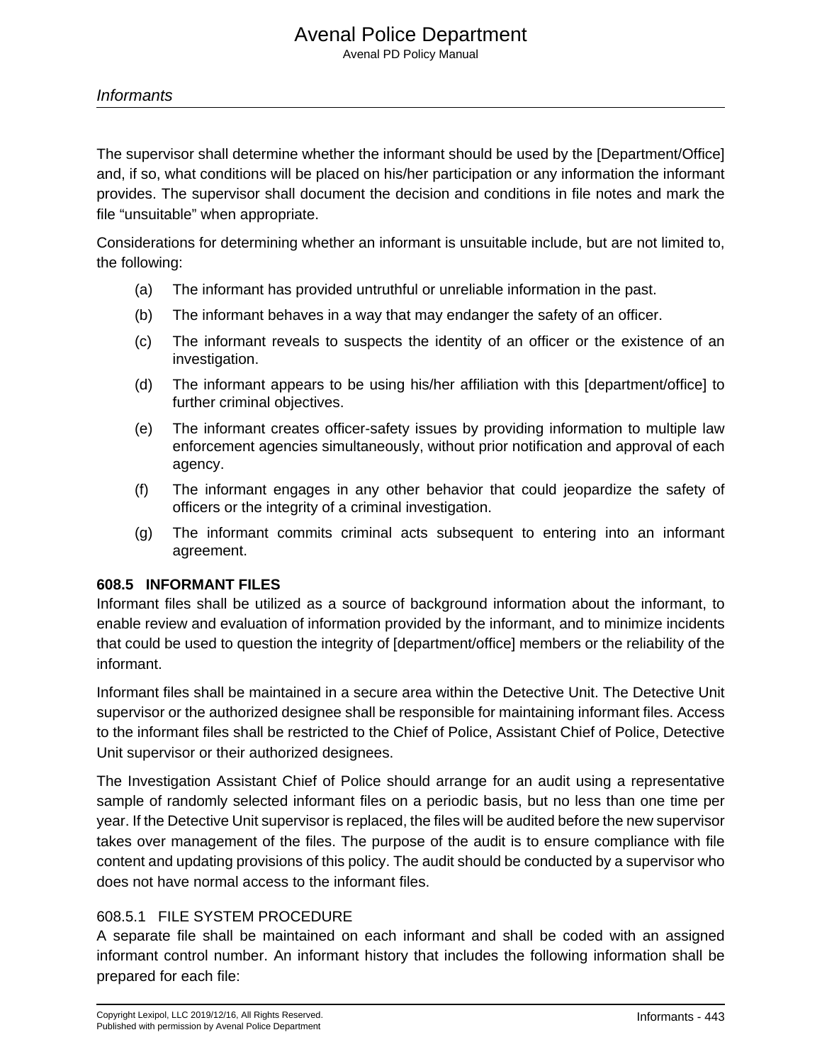The supervisor shall determine whether the informant should be used by the [Department/Office] and, if so, what conditions will be placed on his/her participation or any information the informant provides. The supervisor shall document the decision and conditions in file notes and mark the file “unsuitable” when appropriate.

Considerations for determining whether an informant is unsuitable include, but are not limited to, the following:

(a) The informant has provided untruthful or unreliable information in the past.

(b) The informant behaves in a way that may endanger the safety of an officer.

(c) The informant reveals to suspects the identity of an officer or the existence of an investigation.

(d) The informant appears to be using his/her affiliation with this [department/office] to further criminal objectives.

(e) The informant creates officer-safety issues by providing information to multiple law enforcement agencies simultaneously, without prior notification and approval of each agency.

(f) The informant engages in any other behavior that could jeopardize the safety of officers or the integrity of a criminal investigation.

(g) The informant commits criminal acts subsequent to entering into an informant agreement.

### 608.5 INFORMANT FILES

Informant files shall be utilized as a source of background information about the informant, to enable review and evaluation of information provided by the informant, and to minimize incidents that could be used to question the integrity of [department/office] members or the reliability of the informant.

Informant files shall be maintained in a secure area within the Detective Unit. The Detective Unit supervisor or the authorized designee shall be responsible for maintaining informant files. Access to the informant files shall be restricted to the Chief of Police, Assistant Chief of Police, Detective Unit supervisor or their authorized designees.

The Investigation Assistant Chief of Police should arrange for an audit using a representative sample of randomly selected informant files on a periodic basis, but no less than one time per year. If the Detective Unit supervisor is replaced, the files will be audited before the new supervisor takes over management of the files. The purpose of the audit is to ensure compliance with file content and updating provisions of this policy. The audit should be conducted by a supervisor who does not have normal access to the informant files.

#### 608.5.1 FILE SYSTEM PROCEDURE

A separate file shall be maintained on each informant and shall be coded with an assigned informant control number. An informant history that includes the following information shall be prepared for each file: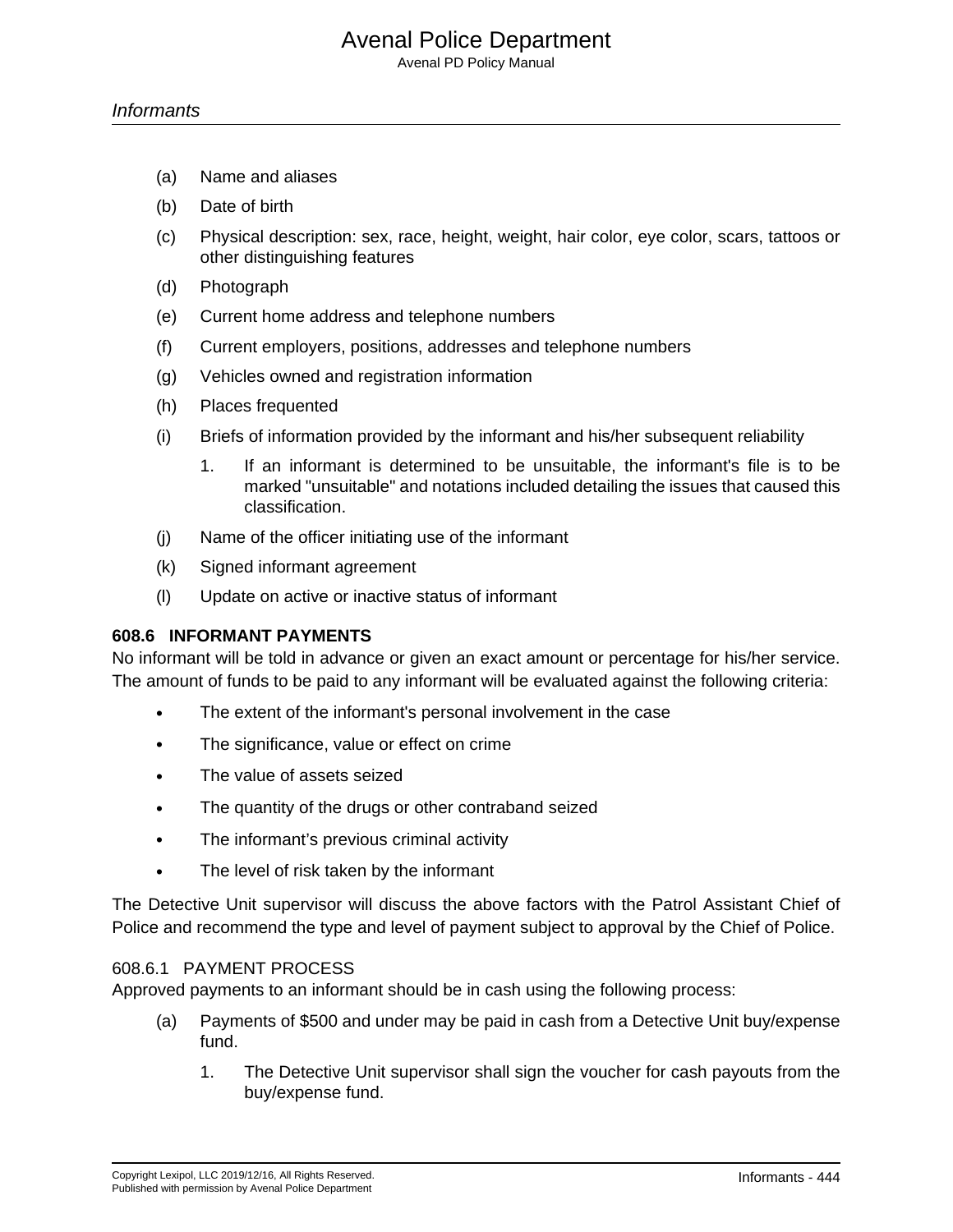(a) Name and aliases

(b) Date of birth

(c) Physical description: sex, race, height, weight, hair color, eye color, scars, tattoos or other distinguishing features

(d) Photograph

(e) Current home address and telephone numbers

(f) Current employers, positions, addresses and telephone numbers

(g) Vehicles owned and registration information

(h) Places frequented

(i) Briefs of information provided by the informant and his/her subsequent reliability

    1. If an informant is determined to be unsuitable, the informant's file is to be marked "unsuitable" and notations included detailing the issues that caused this classification.

(j) Name of the officer initiating use of the informant

(k) Signed informant agreement

(l) Update on active or inactive status of informant

### 608.6 INFORMANT PAYMENTS

No informant will be told in advance or given an exact amount or percentage for his/her service. The amount of funds to be paid to any informant will be evaluated against the following criteria:

- The extent of the informant's personal involvement in the case
- The significance, value or effect on crime
- The value of assets seized
- The quantity of the drugs or other contraband seized
- The informant's previous criminal activity
- The level of risk taken by the informant

The Detective Unit supervisor will discuss the above factors with the Patrol Assistant Chief of Police and recommend the type and level of payment subject to approval by the Chief of Police.

#### 608.6.1 PAYMENT PROCESS

Approved payments to an informant should be in cash using the following process:

(a) Payments of $500 and under may be paid in cash from a Detective Unit buy/expense fund.

    1. The Detective Unit supervisor shall sign the voucher for cash payouts from the buy/expense fund.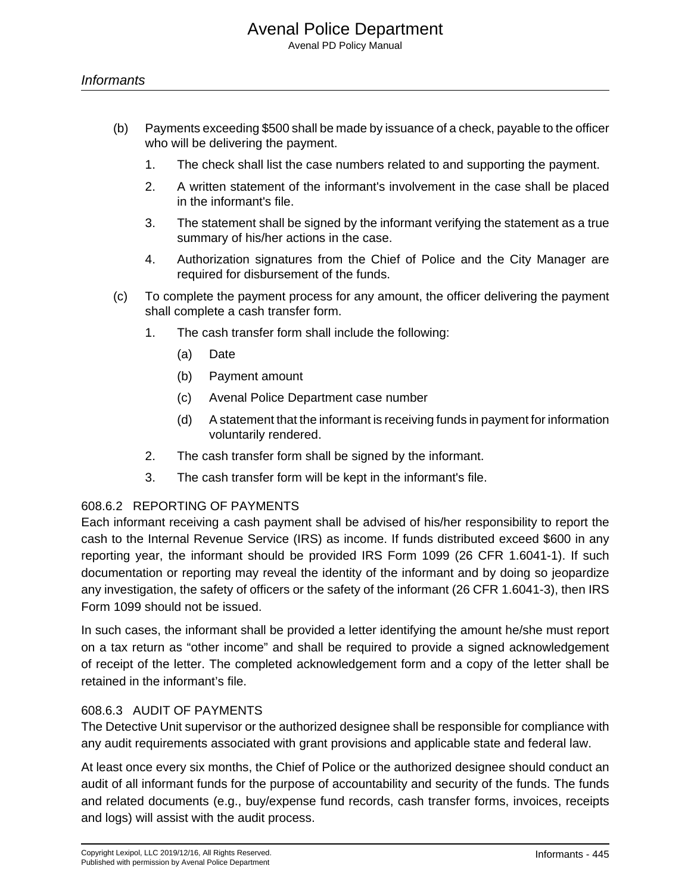(b) Payments exceeding $500 shall be made by issuance of a check, payable to the officer who will be delivering the payment.

1. The check shall list the case numbers related to and supporting the payment.
2. A written statement of the informant's involvement in the case shall be placed in the informant's file.
3. The statement shall be signed by the informant verifying the statement as a true summary of his/her actions in the case.
4. Authorization signatures from the Chief of Police and the City Manager are required for disbursement of the funds.

(c) To complete the payment process for any amount, the officer delivering the payment shall complete a cash transfer form.

1. The cash transfer form shall include the following:
   (a) Date
   (b) Payment amount
   (c) Avenal Police Department case number
   (d) A statement that the informant is receiving funds in payment for information voluntarily rendered.
2. The cash transfer form shall be signed by the informant.
3. The cash transfer form will be kept in the informant's file.

### 608.6.2 REPORTING OF PAYMENTS

Each informant receiving a cash payment shall be advised of his/her responsibility to report the cash to the Internal Revenue Service (IRS) as income. If funds distributed exceed $600 in any reporting year, the informant should be provided IRS Form 1099 (26 CFR 1.6041-1). If such documentation or reporting may reveal the identity of the informant and by doing so jeopardize any investigation, the safety of officers or the safety of the informant (26 CFR 1.6041-3), then IRS Form 1099 should not be issued.

In such cases, the informant shall be provided a letter identifying the amount he/she must report on a tax return as “other income” and shall be required to provide a signed acknowledgement of receipt of the letter. The completed acknowledgement form and a copy of the letter shall be retained in the informant’s file.

### 608.6.3 AUDIT OF PAYMENTS

The Detective Unit supervisor or the authorized designee shall be responsible for compliance with any audit requirements associated with grant provisions and applicable state and federal law.

At least once every six months, the Chief of Police or the authorized designee should conduct an audit of all informant funds for the purpose of accountability and security of the funds. The funds and related documents (e.g., buy/expense fund records, cash transfer forms, invoices, receipts and logs) will assist with the audit process.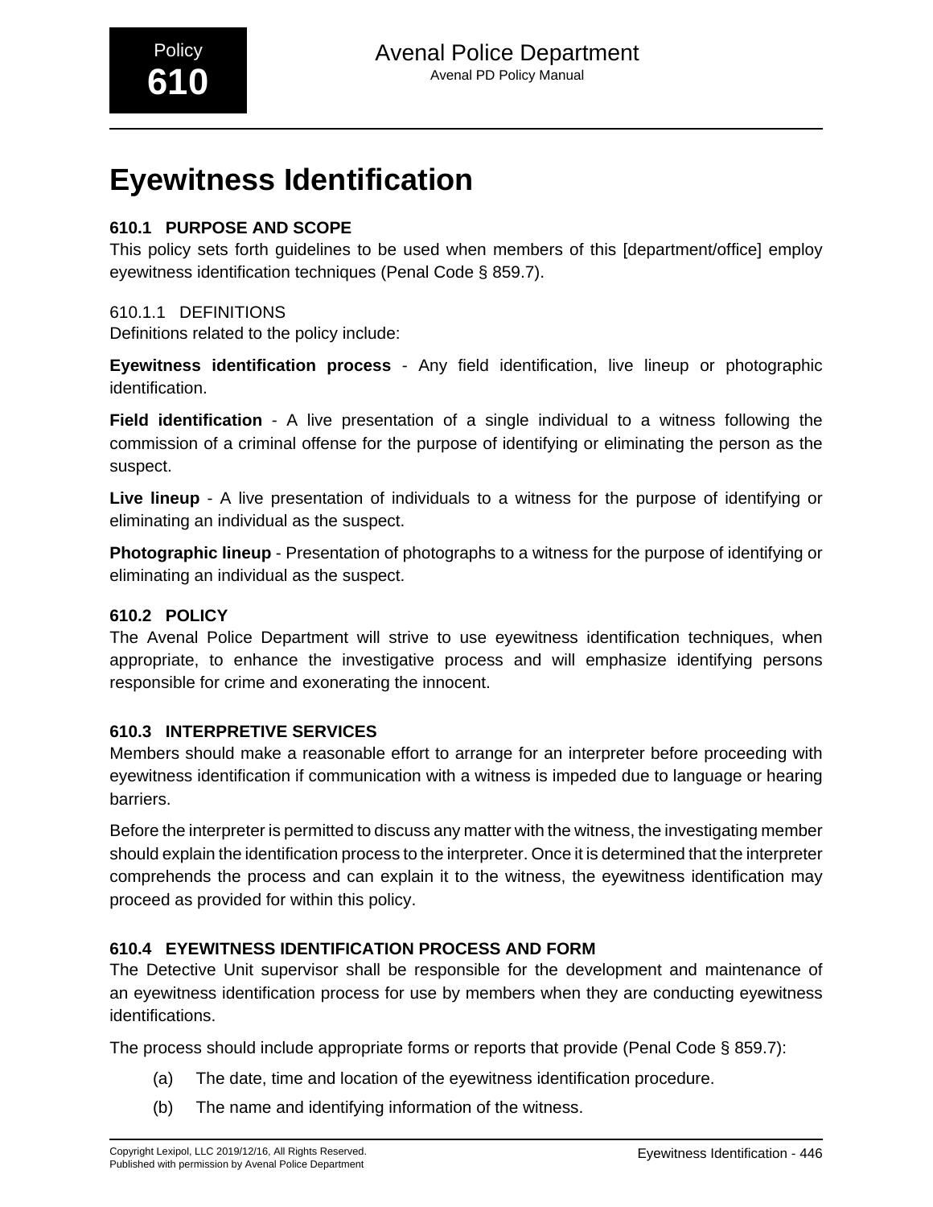# Eyewitness Identification

### 610.1 PURPOSE AND SCOPE

This policy sets forth guidelines to be used when members of this [department/office] employ eyewitness identification techniques (Penal Code § 859.7).

#### 610.1.1 DEFINITIONS

Definitions related to the policy include:

**Eyewitness identification process** - Any field identification, live lineup or photographic identification.

**Field identification** - A live presentation of a single individual to a witness following the commission of a criminal offense for the purpose of identifying or eliminating the person as the suspect.

**Live lineup** - A live presentation of individuals to a witness for the purpose of identifying or eliminating an individual as the suspect.

**Photographic lineup** - Presentation of photographs to a witness for the purpose of identifying or eliminating an individual as the suspect.

### 610.2 POLICY

The Avenal Police Department will strive to use eyewitness identification techniques, when appropriate, to enhance the investigative process and will emphasize identifying persons responsible for crime and exonerating the innocent.

### 610.3 INTERPRETIVE SERVICES

Members should make a reasonable effort to arrange for an interpreter before proceeding with eyewitness identification if communication with a witness is impeded due to language or hearing barriers.

Before the interpreter is permitted to discuss any matter with the witness, the investigating member should explain the identification process to the interpreter. Once it is determined that the interpreter comprehends the process and can explain it to the witness, the eyewitness identification may proceed as provided for within this policy.

### 610.4 EYEWITNESS IDENTIFICATION PROCESS AND FORM

The Detective Unit supervisor shall be responsible for the development and maintenance of an eyewitness identification process for use by members when they are conducting eyewitness identifications.

The process should include appropriate forms or reports that provide (Penal Code § 859.7):

(a) The date, time and location of the eyewitness identification procedure.

(b) The name and identifying information of the witness.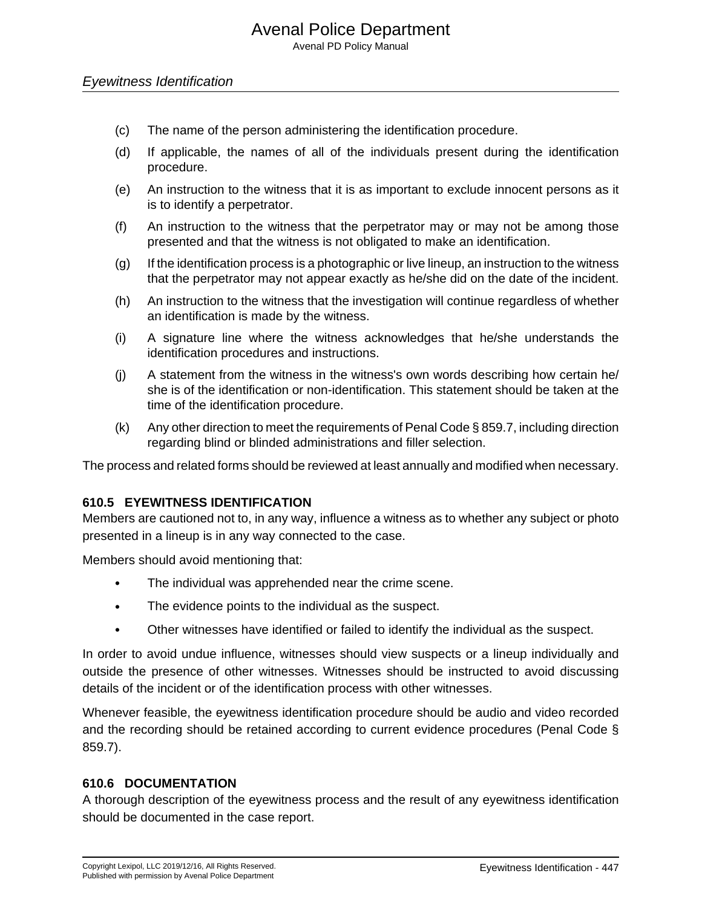(c) The name of the person administering the identification procedure.

(d) If applicable, the names of all of the individuals present during the identification procedure.

(e) An instruction to the witness that it is as important to exclude innocent persons as it is to identify a perpetrator.

(f) An instruction to the witness that the perpetrator may or may not be among those presented and that the witness is not obligated to make an identification.

(g) If the identification process is a photographic or live lineup, an instruction to the witness that the perpetrator may not appear exactly as he/she did on the date of the incident.

(h) An instruction to the witness that the investigation will continue regardless of whether an identification is made by the witness.

(i) A signature line where the witness acknowledges that he/she understands the identification procedures and instructions.

(j) A statement from the witness in the witness's own words describing how certain he/she is of the identification or non-identification. This statement should be taken at the time of the identification procedure.

(k) Any other direction to meet the requirements of Penal Code § 859.7, including direction regarding blind or blinded administrations and filler selection.

The process and related forms should be reviewed at least annually and modified when necessary.

### 610.5 EYEWITNESS IDENTIFICATION

Members are cautioned not to, in any way, influence a witness as to whether any subject or photo presented in a lineup is in any way connected to the case.

Members should avoid mentioning that:

- The individual was apprehended near the crime scene.
- The evidence points to the individual as the suspect.
- Other witnesses have identified or failed to identify the individual as the suspect.

In order to avoid undue influence, witnesses should view suspects or a lineup individually and outside the presence of other witnesses. Witnesses should be instructed to avoid discussing details of the incident or of the identification process with other witnesses.

Whenever feasible, the eyewitness identification procedure should be audio and video recorded and the recording should be retained according to current evidence procedures (Penal Code § 859.7).

### 610.6 DOCUMENTATION

A thorough description of the eyewitness process and the result of any eyewitness identification should be documented in the case report.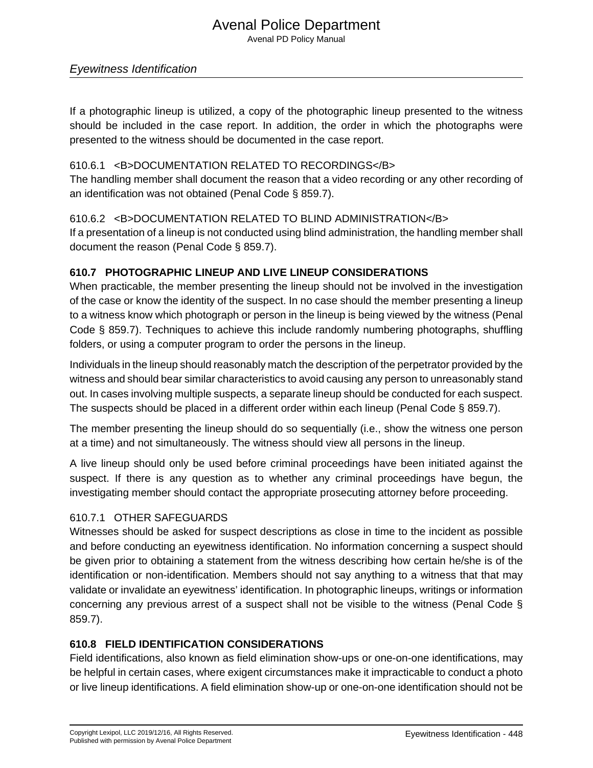If a photographic lineup is utilized, a copy of the photographic lineup presented to the witness should be included in the case report. In addition, the order in which the photographs were presented to the witness should be documented in the case report.

#### 610.6.1 <B>DOCUMENTATION RELATED TO RECORDINGS</B>

The handling member shall document the reason that a video recording or any other recording of an identification was not obtained (Penal Code § 859.7).

#### 610.6.2 <B>DOCUMENTATION RELATED TO BLIND ADMINISTRATION</B>

If a presentation of a lineup is not conducted using blind administration, the handling member shall document the reason (Penal Code § 859.7).

### 610.7 PHOTOGRAPHIC LINEUP AND LIVE LINEUP CONSIDERATIONS

When practicable, the member presenting the lineup should not be involved in the investigation of the case or know the identity of the suspect. In no case should the member presenting a lineup to a witness know which photograph or person in the lineup is being viewed by the witness (Penal Code § 859.7). Techniques to achieve this include randomly numbering photographs, shuffling folders, or using a computer program to order the persons in the lineup.

Individuals in the lineup should reasonably match the description of the perpetrator provided by the witness and should bear similar characteristics to avoid causing any person to unreasonably stand out. In cases involving multiple suspects, a separate lineup should be conducted for each suspect. The suspects should be placed in a different order within each lineup (Penal Code § 859.7).

The member presenting the lineup should do so sequentially (i.e., show the witness one person at a time) and not simultaneously. The witness should view all persons in the lineup.

A live lineup should only be used before criminal proceedings have been initiated against the suspect. If there is any question as to whether any criminal proceedings have begun, the investigating member should contact the appropriate prosecuting attorney before proceeding.

#### 610.7.1 OTHER SAFEGUARDS

Witnesses should be asked for suspect descriptions as close in time to the incident as possible and before conducting an eyewitness identification. No information concerning a suspect should be given prior to obtaining a statement from the witness describing how certain he/she is of the identification or non-identification. Members should not say anything to a witness that that may validate or invalidate an eyewitness' identification. In photographic lineups, writings or information concerning any previous arrest of a suspect shall not be visible to the witness (Penal Code § 859.7).

### 610.8 FIELD IDENTIFICATION CONSIDERATIONS

Field identifications, also known as field elimination show-ups or one-on-one identifications, may be helpful in certain cases, where exigent circumstances make it impracticable to conduct a photo or live lineup identifications. A field elimination show-up or one-on-one identification should not be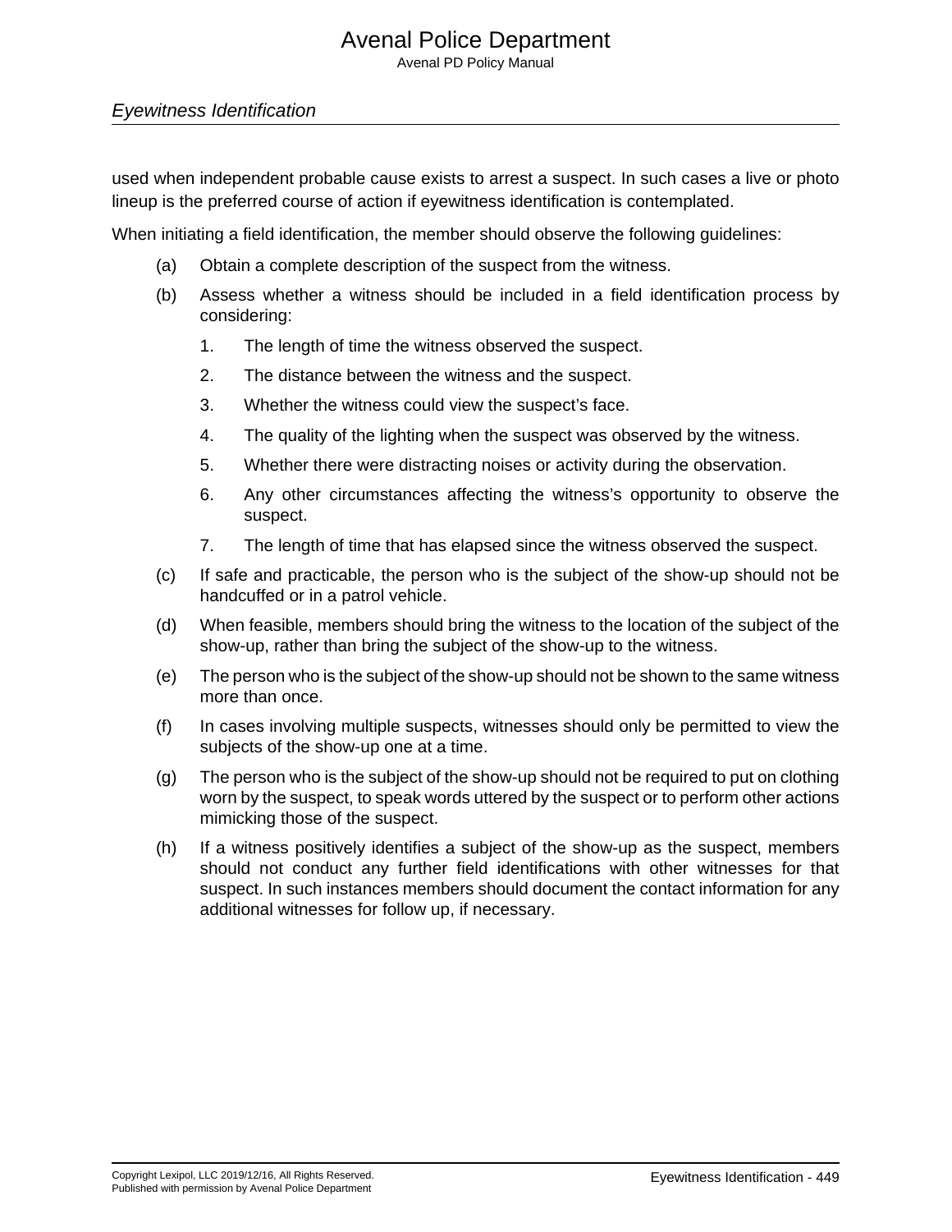used when independent probable cause exists to arrest a suspect. In such cases a live or photo lineup is the preferred course of action if eyewitness identification is contemplated.

When initiating a field identification, the member should observe the following guidelines:

(a) Obtain a complete description of the suspect from the witness.

(b) Assess whether a witness should be included in a field identification process by considering:

1. The length of time the witness observed the suspect.
2. The distance between the witness and the suspect.
3. Whether the witness could view the suspect’s face.
4. The quality of the lighting when the suspect was observed by the witness.
5. Whether there were distracting noises or activity during the observation.
6. Any other circumstances affecting the witness’s opportunity to observe the suspect.
7. The length of time that has elapsed since the witness observed the suspect.

(c) If safe and practicable, the person who is the subject of the show-up should not be handcuffed or in a patrol vehicle.

(d) When feasible, members should bring the witness to the location of the subject of the show-up, rather than bring the subject of the show-up to the witness.

(e) The person who is the subject of the show-up should not be shown to the same witness more than once.

(f) In cases involving multiple suspects, witnesses should only be permitted to view the subjects of the show-up one at a time.

(g) The person who is the subject of the show-up should not be required to put on clothing worn by the suspect, to speak words uttered by the suspect or to perform other actions mimicking those of the suspect.

(h) If a witness positively identifies a subject of the show-up as the suspect, members should not conduct any further field identifications with other witnesses for that suspect. In such instances members should document the contact information for any additional witnesses for follow up, if necessary.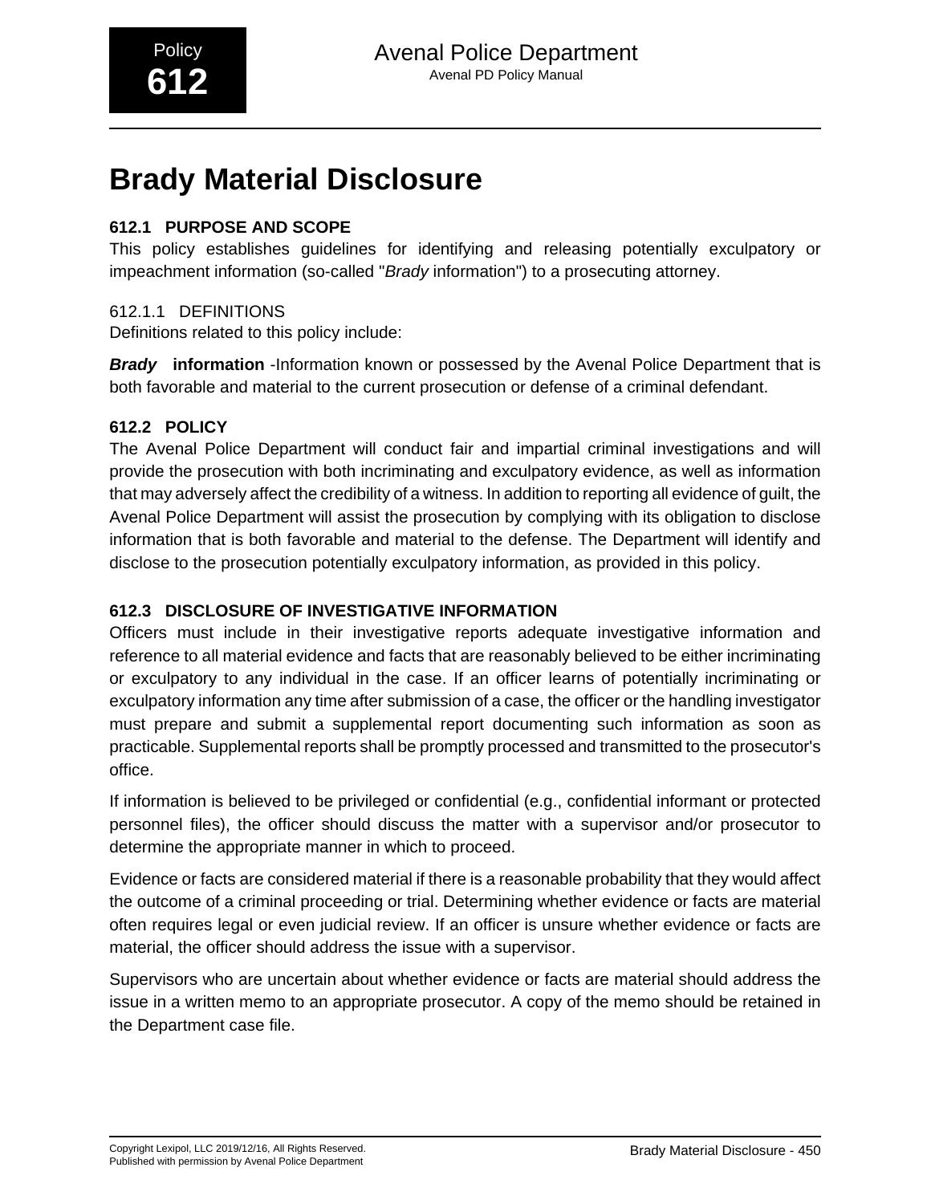Policy **612**

# Brady Material Disclosure

## 612.1 PURPOSE AND SCOPE

This policy establishes guidelines for identifying and releasing potentially exculpatory or impeachment information (so-called "*Brady* information") to a prosecuting attorney.

### 612.1.1 DEFINITIONS

Definitions related to this policy include:

***Brady*** **information** -Information known or possessed by the Avenal Police Department that is both favorable and material to the current prosecution or defense of a criminal defendant.

## 612.2 POLICY

The Avenal Police Department will conduct fair and impartial criminal investigations and will provide the prosecution with both incriminating and exculpatory evidence, as well as information that may adversely affect the credibility of a witness. In addition to reporting all evidence of guilt, the Avenal Police Department will assist the prosecution by complying with its obligation to disclose information that is both favorable and material to the defense. The Department will identify and disclose to the prosecution potentially exculpatory information, as provided in this policy.

## 612.3 DISCLOSURE OF INVESTIGATIVE INFORMATION

Officers must include in their investigative reports adequate investigative information and reference to all material evidence and facts that are reasonably believed to be either incriminating or exculpatory to any individual in the case. If an officer learns of potentially incriminating or exculpatory information any time after submission of a case, the officer or the handling investigator must prepare and submit a supplemental report documenting such information as soon as practicable. Supplemental reports shall be promptly processed and transmitted to the prosecutor's office.

If information is believed to be privileged or confidential (e.g., confidential informant or protected personnel files), the officer should discuss the matter with a supervisor and/or prosecutor to determine the appropriate manner in which to proceed.

Evidence or facts are considered material if there is a reasonable probability that they would affect the outcome of a criminal proceeding or trial. Determining whether evidence or facts are material often requires legal or even judicial review. If an officer is unsure whether evidence or facts are material, the officer should address the issue with a supervisor.

Supervisors who are uncertain about whether evidence or facts are material should address the issue in a written memo to an appropriate prosecutor. A copy of the memo should be retained in the Department case file.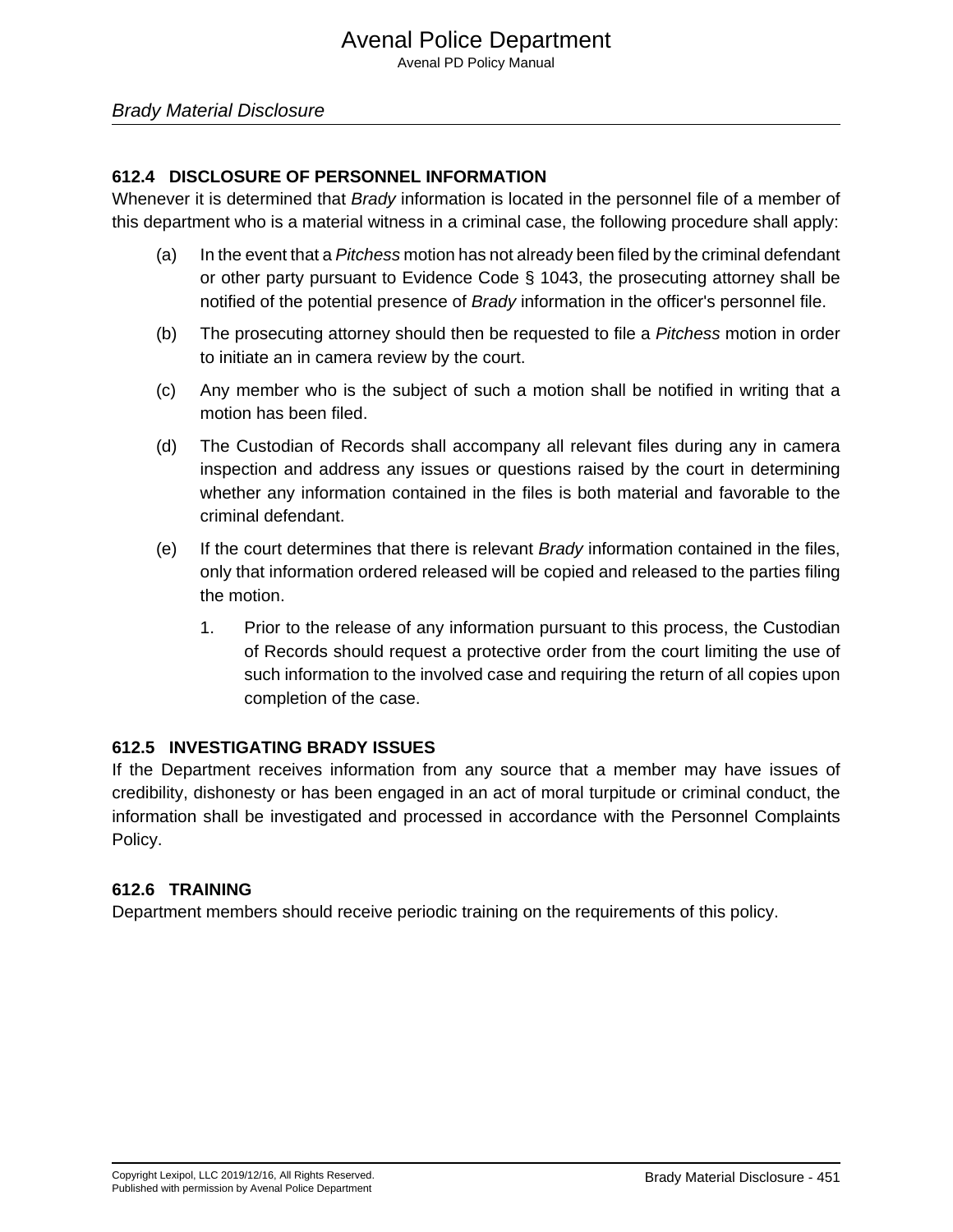## 612.4 DISCLOSURE OF PERSONNEL INFORMATION

Whenever it is determined that *Brady* information is located in the personnel file of a member of this department who is a material witness in a criminal case, the following procedure shall apply:

(a) In the event that a *Pitchess* motion has not already been filed by the criminal defendant or other party pursuant to Evidence Code § 1043, the prosecuting attorney shall be notified of the potential presence of *Brady* information in the officer's personnel file.

(b) The prosecuting attorney should then be requested to file a *Pitchess* motion in order to initiate an in camera review by the court.

(c) Any member who is the subject of such a motion shall be notified in writing that a motion has been filed.

(d) The Custodian of Records shall accompany all relevant files during any in camera inspection and address any issues or questions raised by the court in determining whether any information contained in the files is both material and favorable to the criminal defendant.

(e) If the court determines that there is relevant *Brady* information contained in the files, only that information ordered released will be copied and released to the parties filing the motion.

1. Prior to the release of any information pursuant to this process, the Custodian of Records should request a protective order from the court limiting the use of such information to the involved case and requiring the return of all copies upon completion of the case.

## 612.5 INVESTIGATING BRADY ISSUES

If the Department receives information from any source that a member may have issues of credibility, dishonesty or has been engaged in an act of moral turpitude or criminal conduct, the information shall be investigated and processed in accordance with the Personnel Complaints Policy.

## 612.6 TRAINING

Department members should receive periodic training on the requirements of this policy.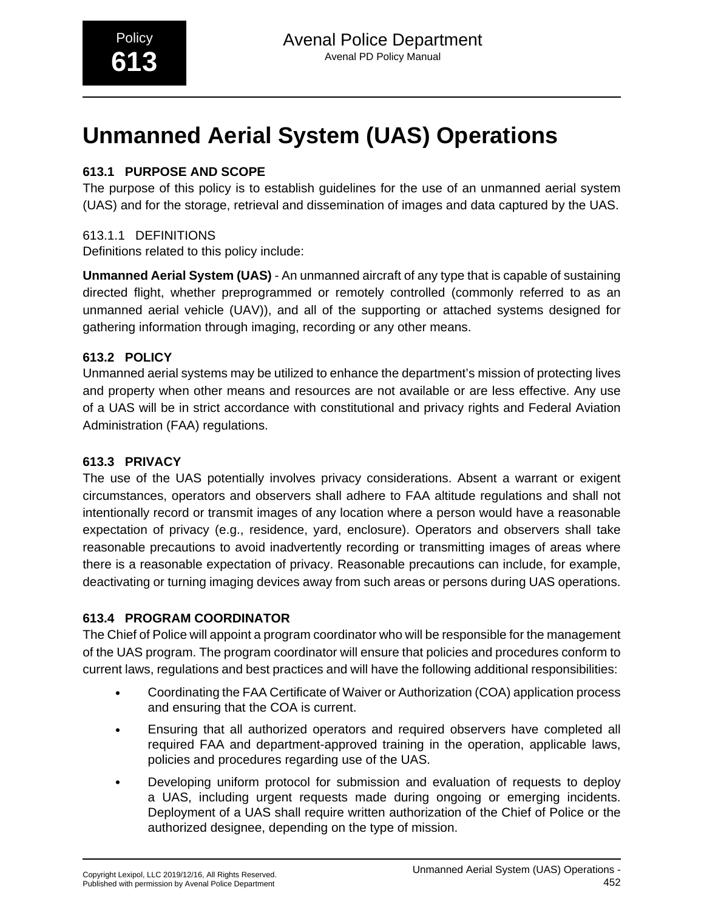# Unmanned Aerial System (UAS) Operations

## 613.1 PURPOSE AND SCOPE

The purpose of this policy is to establish guidelines for the use of an unmanned aerial system (UAS) and for the storage, retrieval and dissemination of images and data captured by the UAS.

### 613.1.1 DEFINITIONS

Definitions related to this policy include:

**Unmanned Aerial System (UAS)** - An unmanned aircraft of any type that is capable of sustaining directed flight, whether preprogrammed or remotely controlled (commonly referred to as an unmanned aerial vehicle (UAV)), and all of the supporting or attached systems designed for gathering information through imaging, recording or any other means.

## 613.2 POLICY

Unmanned aerial systems may be utilized to enhance the department's mission of protecting lives and property when other means and resources are not available or are less effective. Any use of a UAS will be in strict accordance with constitutional and privacy rights and Federal Aviation Administration (FAA) regulations.

## 613.3 PRIVACY

The use of the UAS potentially involves privacy considerations. Absent a warrant or exigent circumstances, operators and observers shall adhere to FAA altitude regulations and shall not intentionally record or transmit images of any location where a person would have a reasonable expectation of privacy (e.g., residence, yard, enclosure). Operators and observers shall take reasonable precautions to avoid inadvertently recording or transmitting images of areas where there is a reasonable expectation of privacy. Reasonable precautions can include, for example, deactivating or turning imaging devices away from such areas or persons during UAS operations.

## 613.4 PROGRAM COORDINATOR

The Chief of Police will appoint a program coordinator who will be responsible for the management of the UAS program. The program coordinator will ensure that policies and procedures conform to current laws, regulations and best practices and will have the following additional responsibilities:

- Coordinating the FAA Certificate of Waiver or Authorization (COA) application process and ensuring that the COA is current.
- Ensuring that all authorized operators and required observers have completed all required FAA and department-approved training in the operation, applicable laws, policies and procedures regarding use of the UAS.
- Developing uniform protocol for submission and evaluation of requests to deploy a UAS, including urgent requests made during ongoing or emerging incidents. Deployment of a UAS shall require written authorization of the Chief of Police or the authorized designee, depending on the type of mission.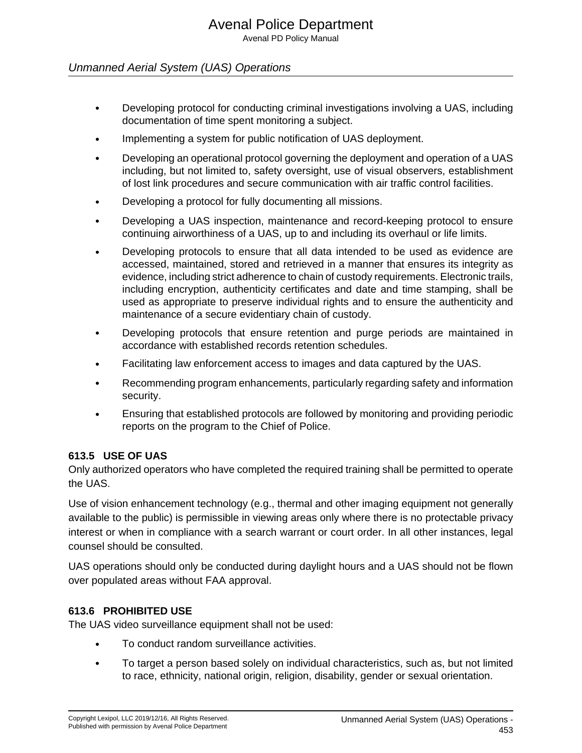- Developing protocol for conducting criminal investigations involving a UAS, including documentation of time spent monitoring a subject.
- Implementing a system for public notification of UAS deployment.
- Developing an operational protocol governing the deployment and operation of a UAS including, but not limited to, safety oversight, use of visual observers, establishment of lost link procedures and secure communication with air traffic control facilities.
- Developing a protocol for fully documenting all missions.
- Developing a UAS inspection, maintenance and record-keeping protocol to ensure continuing airworthiness of a UAS, up to and including its overhaul or life limits.
- Developing protocols to ensure that all data intended to be used as evidence are accessed, maintained, stored and retrieved in a manner that ensures its integrity as evidence, including strict adherence to chain of custody requirements. Electronic trails, including encryption, authenticity certificates and date and time stamping, shall be used as appropriate to preserve individual rights and to ensure the authenticity and maintenance of a secure evidentiary chain of custody.
- Developing protocols that ensure retention and purge periods are maintained in accordance with established records retention schedules.
- Facilitating law enforcement access to images and data captured by the UAS.
- Recommending program enhancements, particularly regarding safety and information security.
- Ensuring that established protocols are followed by monitoring and providing periodic reports on the program to the Chief of Police.

### 613.5 USE OF UAS

Only authorized operators who have completed the required training shall be permitted to operate the UAS.

Use of vision enhancement technology (e.g., thermal and other imaging equipment not generally available to the public) is permissible in viewing areas only where there is no protectable privacy interest or when in compliance with a search warrant or court order. In all other instances, legal counsel should be consulted.

UAS operations should only be conducted during daylight hours and a UAS should not be flown over populated areas without FAA approval.

### 613.6 PROHIBITED USE

The UAS video surveillance equipment shall not be used:

- To conduct random surveillance activities.
- To target a person based solely on individual characteristics, such as, but not limited to race, ethnicity, national origin, religion, disability, gender or sexual orientation.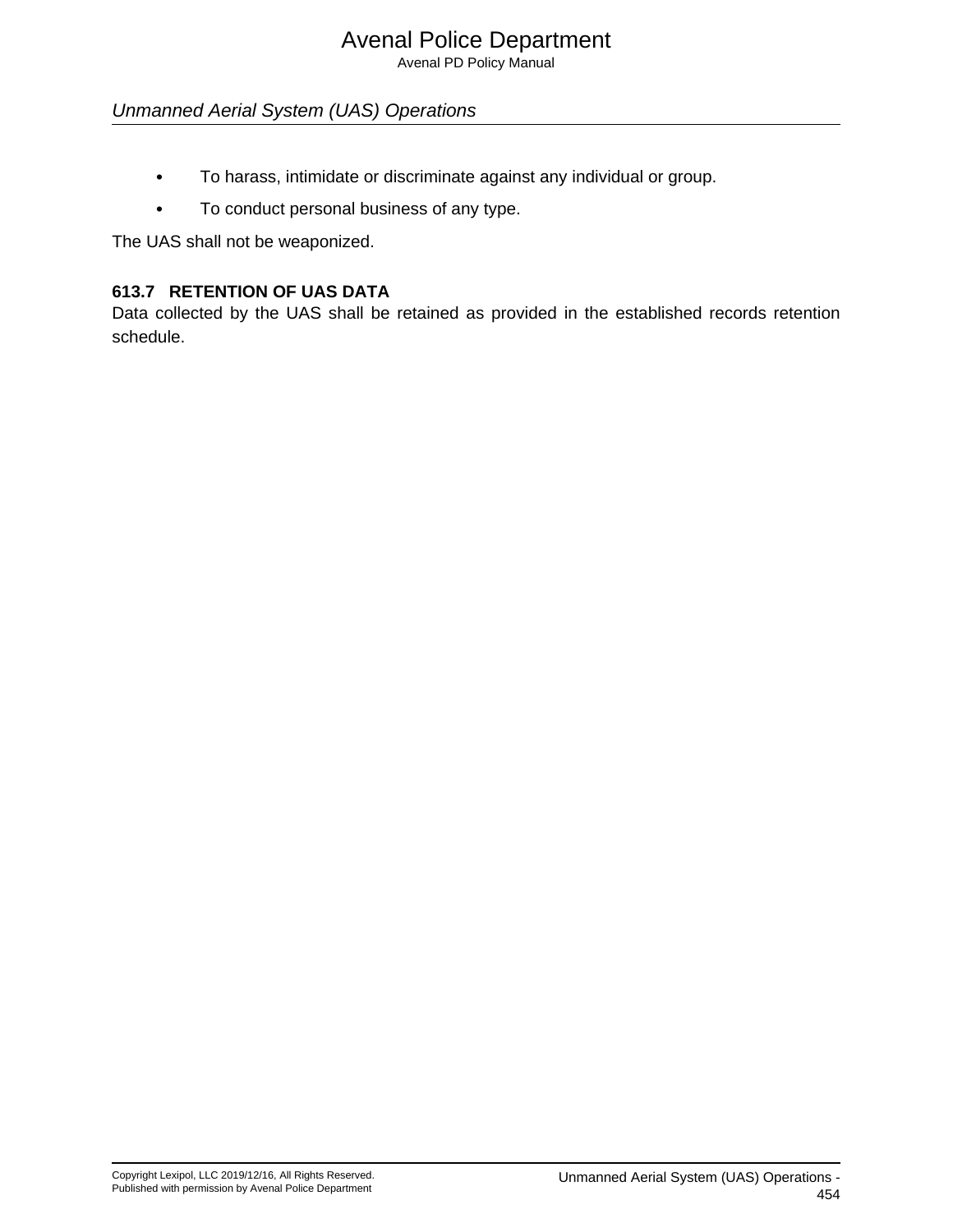- To harass, intimidate or discriminate against any individual or group.
- To conduct personal business of any type.

The UAS shall not be weaponized.

### 613.7 RETENTION OF UAS DATA

Data collected by the UAS shall be retained as provided in the established records retention schedule.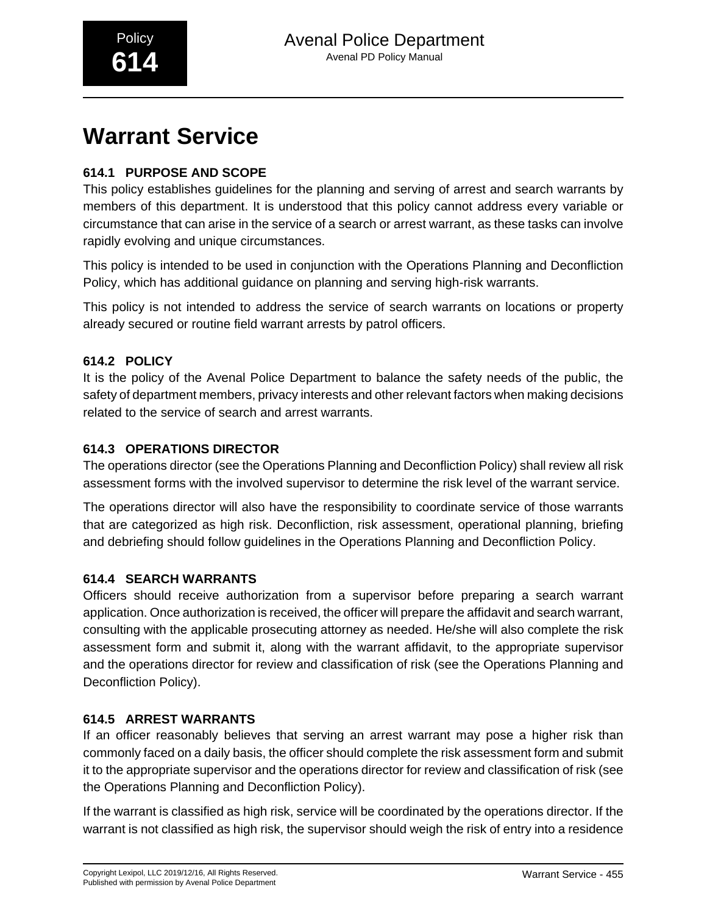# Warrant Service

### 614.1 PURPOSE AND SCOPE

This policy establishes guidelines for the planning and serving of arrest and search warrants by members of this department. It is understood that this policy cannot address every variable or circumstance that can arise in the service of a search or arrest warrant, as these tasks can involve rapidly evolving and unique circumstances.

This policy is intended to be used in conjunction with the Operations Planning and Deconfliction Policy, which has additional guidance on planning and serving high-risk warrants.

This policy is not intended to address the service of search warrants on locations or property already secured or routine field warrant arrests by patrol officers.

### 614.2 POLICY

It is the policy of the Avenal Police Department to balance the safety needs of the public, the safety of department members, privacy interests and other relevant factors when making decisions related to the service of search and arrest warrants.

### 614.3 OPERATIONS DIRECTOR

The operations director (see the Operations Planning and Deconfliction Policy) shall review all risk assessment forms with the involved supervisor to determine the risk level of the warrant service.

The operations director will also have the responsibility to coordinate service of those warrants that are categorized as high risk. Deconfliction, risk assessment, operational planning, briefing and debriefing should follow guidelines in the Operations Planning and Deconfliction Policy.

### 614.4 SEARCH WARRANTS

Officers should receive authorization from a supervisor before preparing a search warrant application. Once authorization is received, the officer will prepare the affidavit and search warrant, consulting with the applicable prosecuting attorney as needed. He/she will also complete the risk assessment form and submit it, along with the warrant affidavit, to the appropriate supervisor and the operations director for review and classification of risk (see the Operations Planning and Deconfliction Policy).

### 614.5 ARREST WARRANTS

If an officer reasonably believes that serving an arrest warrant may pose a higher risk than commonly faced on a daily basis, the officer should complete the risk assessment form and submit it to the appropriate supervisor and the operations director for review and classification of risk (see the Operations Planning and Deconfliction Policy).

If the warrant is classified as high risk, service will be coordinated by the operations director. If the warrant is not classified as high risk, the supervisor should weigh the risk of entry into a residence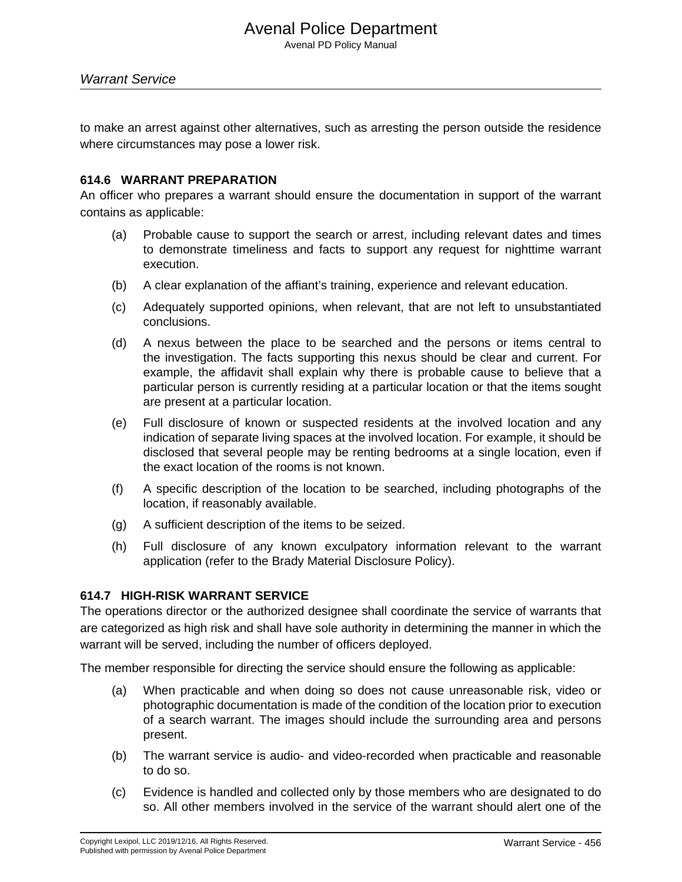to make an arrest against other alternatives, such as arresting the person outside the residence where circumstances may pose a lower risk.

### 614.6 WARRANT PREPARATION

An officer who prepares a warrant should ensure the documentation in support of the warrant contains as applicable:

(a) Probable cause to support the search or arrest, including relevant dates and times to demonstrate timeliness and facts to support any request for nighttime warrant execution.

(b) A clear explanation of the affiant's training, experience and relevant education.

(c) Adequately supported opinions, when relevant, that are not left to unsubstantiated conclusions.

(d) A nexus between the place to be searched and the persons or items central to the investigation. The facts supporting this nexus should be clear and current. For example, the affidavit shall explain why there is probable cause to believe that a particular person is currently residing at a particular location or that the items sought are present at a particular location.

(e) Full disclosure of known or suspected residents at the involved location and any indication of separate living spaces at the involved location. For example, it should be disclosed that several people may be renting bedrooms at a single location, even if the exact location of the rooms is not known.

(f) A specific description of the location to be searched, including photographs of the location, if reasonably available.

(g) A sufficient description of the items to be seized.

(h) Full disclosure of any known exculpatory information relevant to the warrant application (refer to the Brady Material Disclosure Policy).

### 614.7 HIGH-RISK WARRANT SERVICE

The operations director or the authorized designee shall coordinate the service of warrants that are categorized as high risk and shall have sole authority in determining the manner in which the warrant will be served, including the number of officers deployed.

The member responsible for directing the service should ensure the following as applicable:

(a) When practicable and when doing so does not cause unreasonable risk, video or photographic documentation is made of the condition of the location prior to execution of a search warrant. The images should include the surrounding area and persons present.

(b) The warrant service is audio- and video-recorded when practicable and reasonable to do so.

(c) Evidence is handled and collected only by those members who are designated to do so. All other members involved in the service of the warrant should alert one of the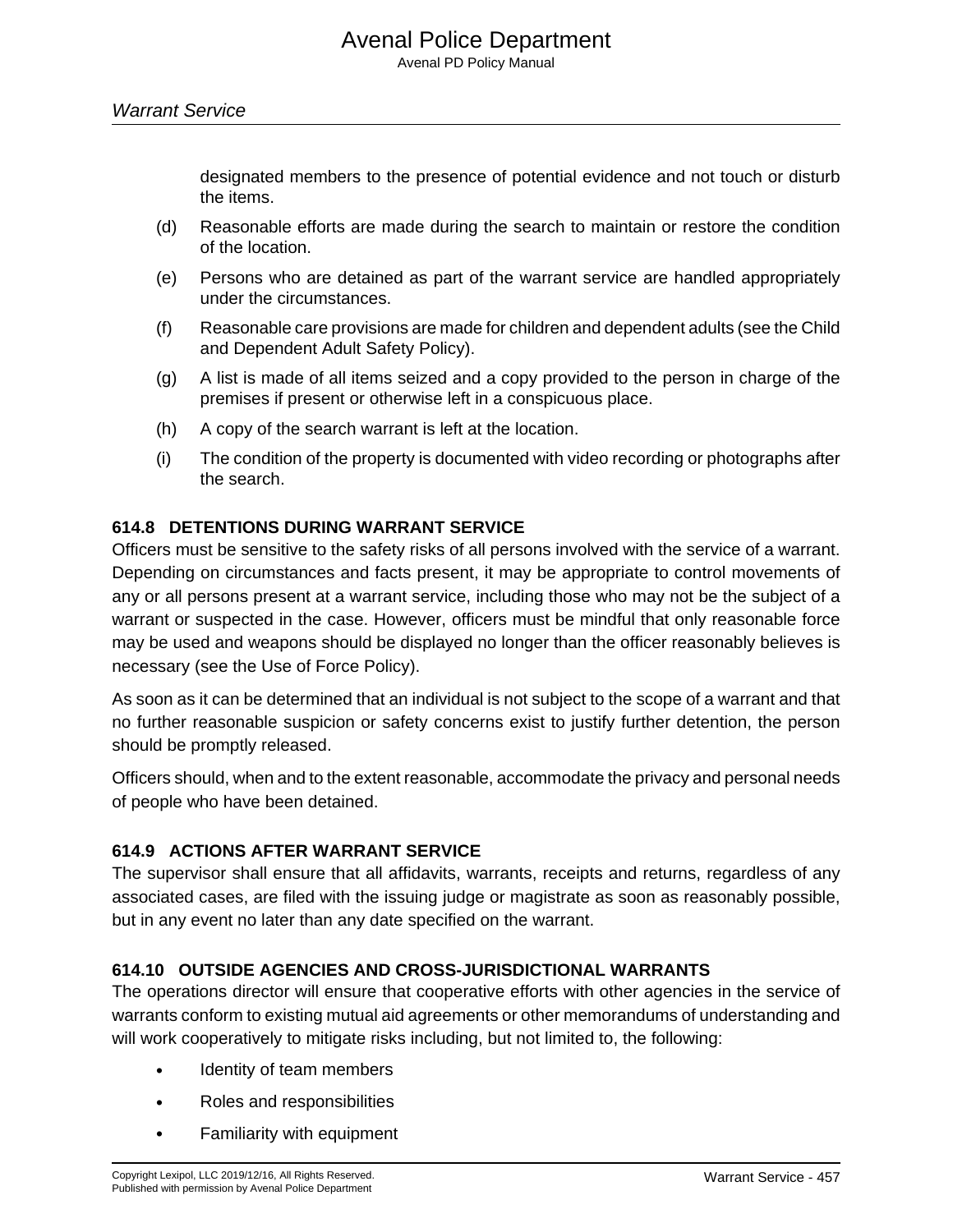designated members to the presence of potential evidence and not touch or disturb the items.

(d) Reasonable efforts are made during the search to maintain or restore the condition of the location.

(e) Persons who are detained as part of the warrant service are handled appropriately under the circumstances.

(f) Reasonable care provisions are made for children and dependent adults (see the Child and Dependent Adult Safety Policy).

(g) A list is made of all items seized and a copy provided to the person in charge of the premises if present or otherwise left in a conspicuous place.

(h) A copy of the search warrant is left at the location.

(i) The condition of the property is documented with video recording or photographs after the search.

### 614.8 DETENTIONS DURING WARRANT SERVICE

Officers must be sensitive to the safety risks of all persons involved with the service of a warrant. Depending on circumstances and facts present, it may be appropriate to control movements of any or all persons present at a warrant service, including those who may not be the subject of a warrant or suspected in the case. However, officers must be mindful that only reasonable force may be used and weapons should be displayed no longer than the officer reasonably believes is necessary (see the Use of Force Policy).

As soon as it can be determined that an individual is not subject to the scope of a warrant and that no further reasonable suspicion or safety concerns exist to justify further detention, the person should be promptly released.

Officers should, when and to the extent reasonable, accommodate the privacy and personal needs of people who have been detained.

### 614.9 ACTIONS AFTER WARRANT SERVICE

The supervisor shall ensure that all affidavits, warrants, receipts and returns, regardless of any associated cases, are filed with the issuing judge or magistrate as soon as reasonably possible, but in any event no later than any date specified on the warrant.

### 614.10 OUTSIDE AGENCIES AND CROSS-JURISDICTIONAL WARRANTS

The operations director will ensure that cooperative efforts with other agencies in the service of warrants conform to existing mutual aid agreements or other memorandums of understanding and will work cooperatively to mitigate risks including, but not limited to, the following:

- Identity of team members
- Roles and responsibilities
- Familiarity with equipment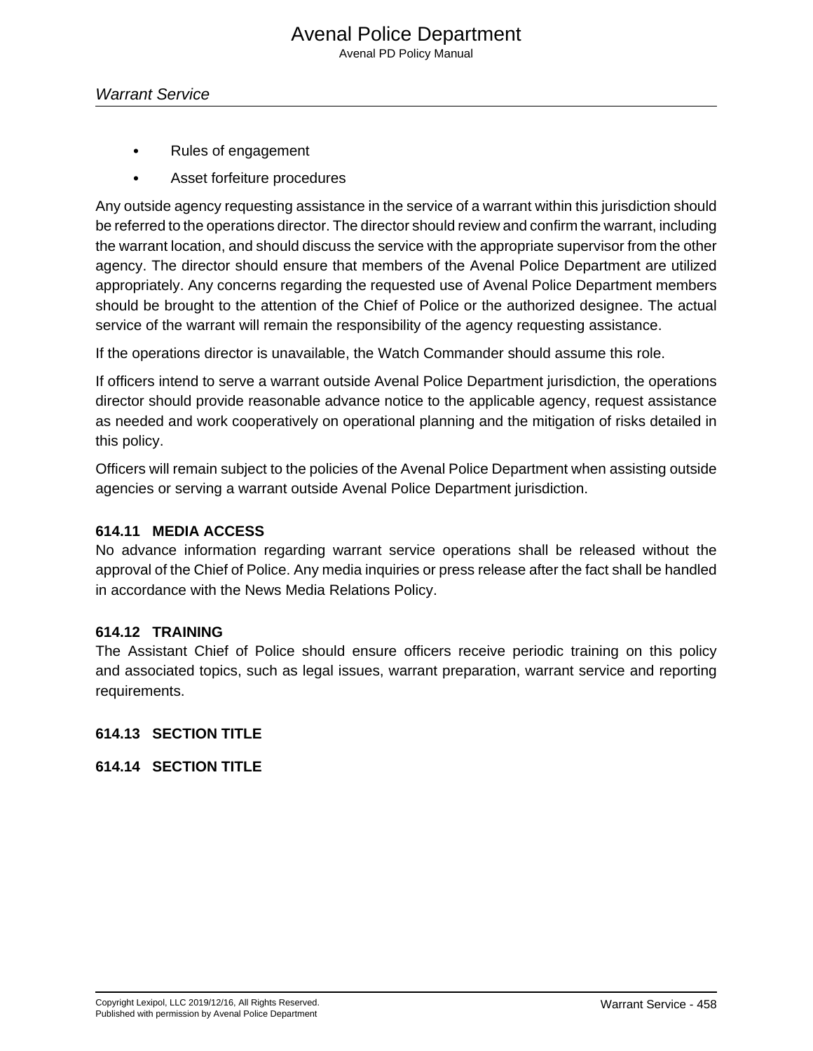- Rules of engagement
- Asset forfeiture procedures

Any outside agency requesting assistance in the service of a warrant within this jurisdiction should be referred to the operations director. The director should review and confirm the warrant, including the warrant location, and should discuss the service with the appropriate supervisor from the other agency. The director should ensure that members of the Avenal Police Department are utilized appropriately. Any concerns regarding the requested use of Avenal Police Department members should be brought to the attention of the Chief of Police or the authorized designee. The actual service of the warrant will remain the responsibility of the agency requesting assistance.

If the operations director is unavailable, the Watch Commander should assume this role.

If officers intend to serve a warrant outside Avenal Police Department jurisdiction, the operations director should provide reasonable advance notice to the applicable agency, request assistance as needed and work cooperatively on operational planning and the mitigation of risks detailed in this policy.

Officers will remain subject to the policies of the Avenal Police Department when assisting outside agencies or serving a warrant outside Avenal Police Department jurisdiction.

### 614.11 MEDIA ACCESS

No advance information regarding warrant service operations shall be released without the approval of the Chief of Police. Any media inquiries or press release after the fact shall be handled in accordance with the News Media Relations Policy.

### 614.12 TRAINING

The Assistant Chief of Police should ensure officers receive periodic training on this policy and associated topics, such as legal issues, warrant preparation, warrant service and reporting requirements.

### 614.13 SECTION TITLE

### 614.14 SECTION TITLE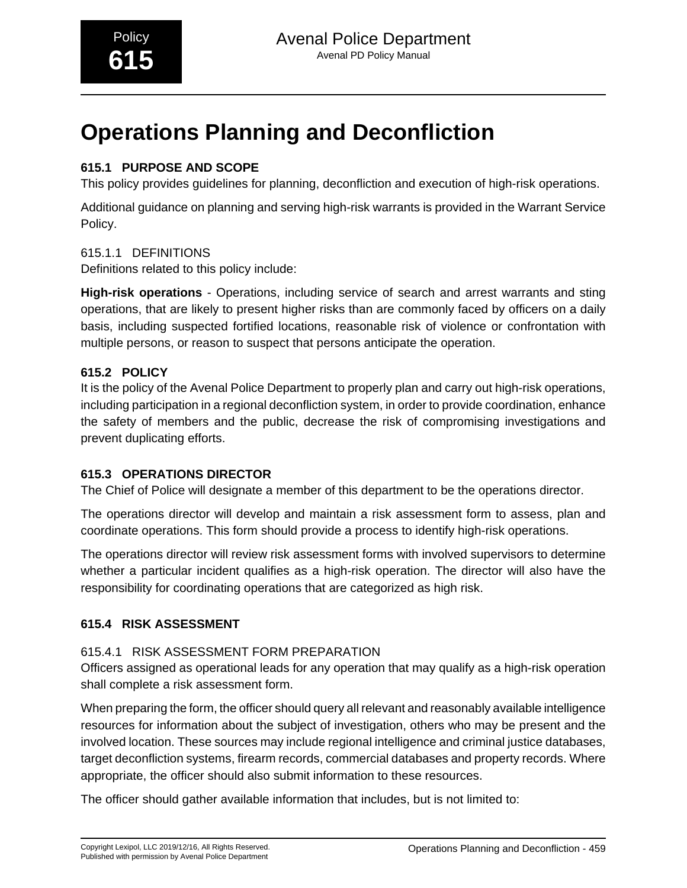Policy **615**

# Operations Planning and Deconfliction

## 615.1 PURPOSE AND SCOPE

This policy provides guidelines for planning, deconfliction and execution of high-risk operations.

Additional guidance on planning and serving high-risk warrants is provided in the Warrant Service Policy.

### 615.1.1 DEFINITIONS

Definitions related to this policy include:

**High-risk operations** - Operations, including service of search and arrest warrants and sting operations, that are likely to present higher risks than are commonly faced by officers on a daily basis, including suspected fortified locations, reasonable risk of violence or confrontation with multiple persons, or reason to suspect that persons anticipate the operation.

## 615.2 POLICY

It is the policy of the Avenal Police Department to properly plan and carry out high-risk operations, including participation in a regional deconfliction system, in order to provide coordination, enhance the safety of members and the public, decrease the risk of compromising investigations and prevent duplicating efforts.

## 615.3 OPERATIONS DIRECTOR

The Chief of Police will designate a member of this department to be the operations director.

The operations director will develop and maintain a risk assessment form to assess, plan and coordinate operations. This form should provide a process to identify high-risk operations.

The operations director will review risk assessment forms with involved supervisors to determine whether a particular incident qualifies as a high-risk operation. The director will also have the responsibility for coordinating operations that are categorized as high risk.

## 615.4 RISK ASSESSMENT

### 615.4.1 RISK ASSESSMENT FORM PREPARATION

Officers assigned as operational leads for any operation that may qualify as a high-risk operation shall complete a risk assessment form.

When preparing the form, the officer should query all relevant and reasonably available intelligence resources for information about the subject of investigation, others who may be present and the involved location. These sources may include regional intelligence and criminal justice databases, target deconfliction systems, firearm records, commercial databases and property records. Where appropriate, the officer should also submit information to these resources.

The officer should gather available information that includes, but is not limited to: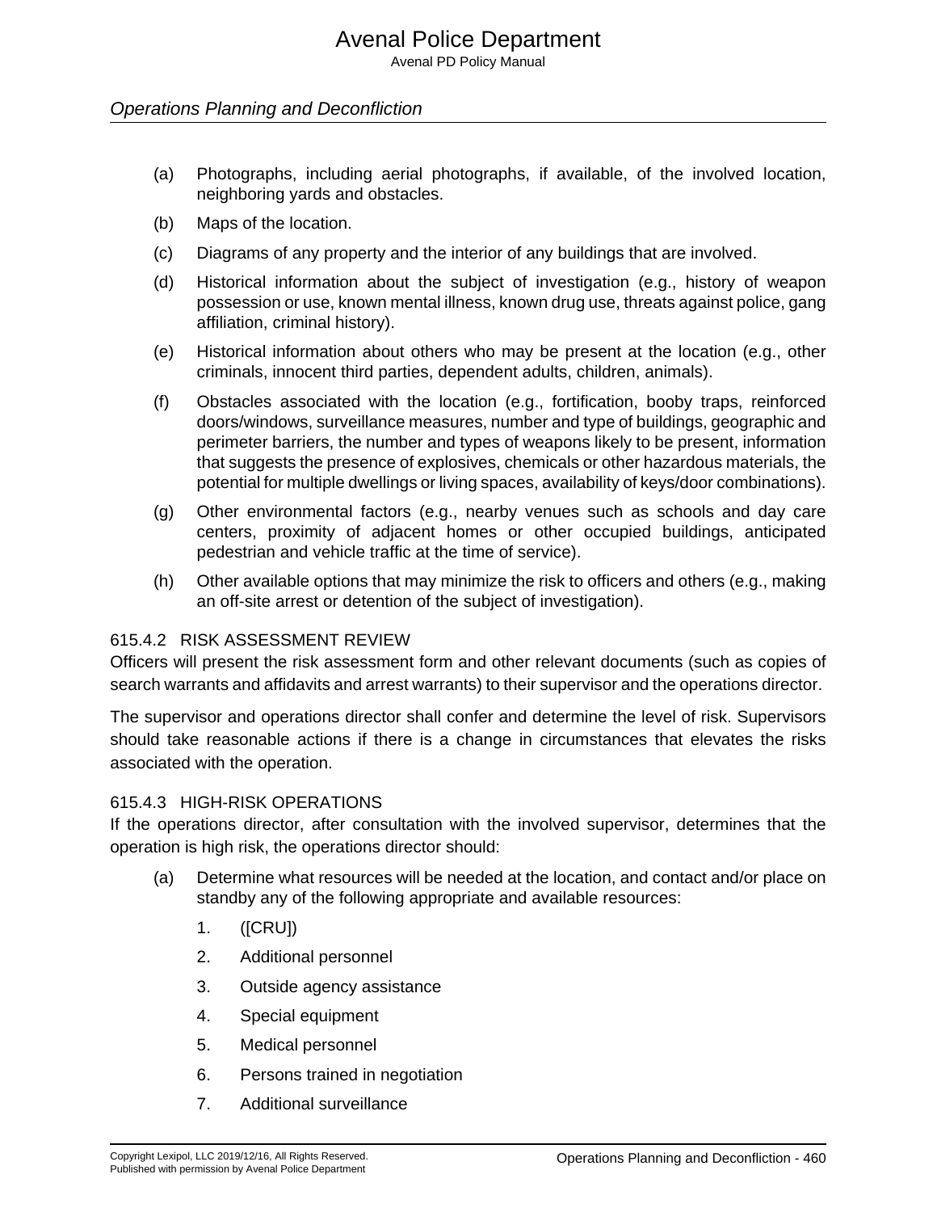(a) Photographs, including aerial photographs, if available, of the involved location, neighboring yards and obstacles.

(b) Maps of the location.

(c) Diagrams of any property and the interior of any buildings that are involved.

(d) Historical information about the subject of investigation (e.g., history of weapon possession or use, known mental illness, known drug use, threats against police, gang affiliation, criminal history).

(e) Historical information about others who may be present at the location (e.g., other criminals, innocent third parties, dependent adults, children, animals).

(f) Obstacles associated with the location (e.g., fortification, booby traps, reinforced doors/windows, surveillance measures, number and type of buildings, geographic and perimeter barriers, the number and types of weapons likely to be present, information that suggests the presence of explosives, chemicals or other hazardous materials, the potential for multiple dwellings or living spaces, availability of keys/door combinations).

(g) Other environmental factors (e.g., nearby venues such as schools and day care centers, proximity of adjacent homes or other occupied buildings, anticipated pedestrian and vehicle traffic at the time of service).

(h) Other available options that may minimize the risk to officers and others (e.g., making an off-site arrest or detention of the subject of investigation).

### 615.4.2 RISK ASSESSMENT REVIEW

Officers will present the risk assessment form and other relevant documents (such as copies of search warrants and affidavits and arrest warrants) to their supervisor and the operations director.

The supervisor and operations director shall confer and determine the level of risk. Supervisors should take reasonable actions if there is a change in circumstances that elevates the risks associated with the operation.

### 615.4.3 HIGH-RISK OPERATIONS

If the operations director, after consultation with the involved supervisor, determines that the operation is high risk, the operations director should:

(a) Determine what resources will be needed at the location, and contact and/or place on standby any of the following appropriate and available resources:

1. ([CRU])
2. Additional personnel
3. Outside agency assistance
4. Special equipment
5. Medical personnel
6. Persons trained in negotiation
7. Additional surveillance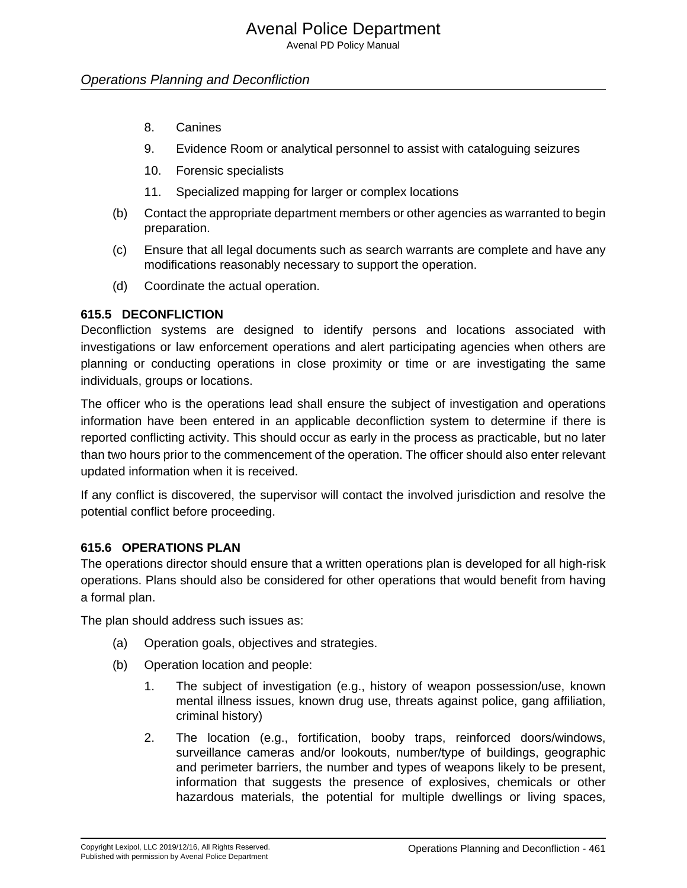8. Canines
9. Evidence Room or analytical personnel to assist with cataloguing seizures
10. Forensic specialists
11. Specialized mapping for larger or complex locations

(b) Contact the appropriate department members or other agencies as warranted to begin preparation.

(c) Ensure that all legal documents such as search warrants are complete and have any modifications reasonably necessary to support the operation.

(d) Coordinate the actual operation.

## 615.5 DECONFLICTION

Deconfliction systems are designed to identify persons and locations associated with investigations or law enforcement operations and alert participating agencies when others are planning or conducting operations in close proximity or time or are investigating the same individuals, groups or locations.

The officer who is the operations lead shall ensure the subject of investigation and operations information have been entered in an applicable deconfliction system to determine if there is reported conflicting activity. This should occur as early in the process as practicable, but no later than two hours prior to the commencement of the operation. The officer should also enter relevant updated information when it is received.

If any conflict is discovered, the supervisor will contact the involved jurisdiction and resolve the potential conflict before proceeding.

## 615.6 OPERATIONS PLAN

The operations director should ensure that a written operations plan is developed for all high-risk operations. Plans should also be considered for other operations that would benefit from having a formal plan.

The plan should address such issues as:

(a) Operation goals, objectives and strategies.

(b) Operation location and people:

1. The subject of investigation (e.g., history of weapon possession/use, known mental illness issues, known drug use, threats against police, gang affiliation, criminal history)
2. The location (e.g., fortification, booby traps, reinforced doors/windows, surveillance cameras and/or lookouts, number/type of buildings, geographic and perimeter barriers, the number and types of weapons likely to be present, information that suggests the presence of explosives, chemicals or other hazardous materials, the potential for multiple dwellings or living spaces,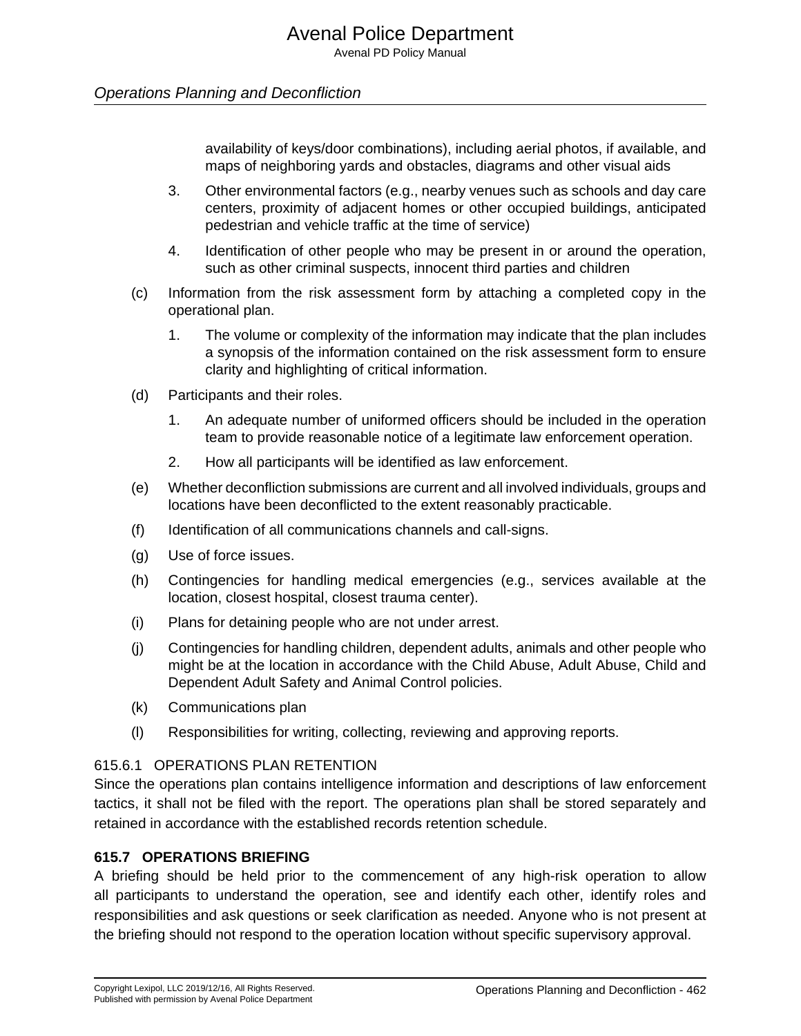availability of keys/door combinations), including aerial photos, if available, and maps of neighboring yards and obstacles, diagrams and other visual aids

3. Other environmental factors (e.g., nearby venues such as schools and day care centers, proximity of adjacent homes or other occupied buildings, anticipated pedestrian and vehicle traffic at the time of service)

4. Identification of other people who may be present in or around the operation, such as other criminal suspects, innocent third parties and children

(c) Information from the risk assessment form by attaching a completed copy in the operational plan.

1. The volume or complexity of the information may indicate that the plan includes a synopsis of the information contained on the risk assessment form to ensure clarity and highlighting of critical information.

(d) Participants and their roles.

1. An adequate number of uniformed officers should be included in the operation team to provide reasonable notice of a legitimate law enforcement operation.

2. How all participants will be identified as law enforcement.

(e) Whether deconfliction submissions are current and all involved individuals, groups and locations have been deconflicted to the extent reasonably practicable.

(f) Identification of all communications channels and call-signs.

(g) Use of force issues.

(h) Contingencies for handling medical emergencies (e.g., services available at the location, closest hospital, closest trauma center).

(i) Plans for detaining people who are not under arrest.

(j) Contingencies for handling children, dependent adults, animals and other people who might be at the location in accordance with the Child Abuse, Adult Abuse, Child and Dependent Adult Safety and Animal Control policies.

(k) Communications plan

(l) Responsibilities for writing, collecting, reviewing and approving reports.

#### 615.6.1 OPERATIONS PLAN RETENTION

Since the operations plan contains intelligence information and descriptions of law enforcement tactics, it shall not be filed with the report. The operations plan shall be stored separately and retained in accordance with the established records retention schedule.

### 615.7 OPERATIONS BRIEFING

A briefing should be held prior to the commencement of any high-risk operation to allow all participants to understand the operation, see and identify each other, identify roles and responsibilities and ask questions or seek clarification as needed. Anyone who is not present at the briefing should not respond to the operation location without specific supervisory approval.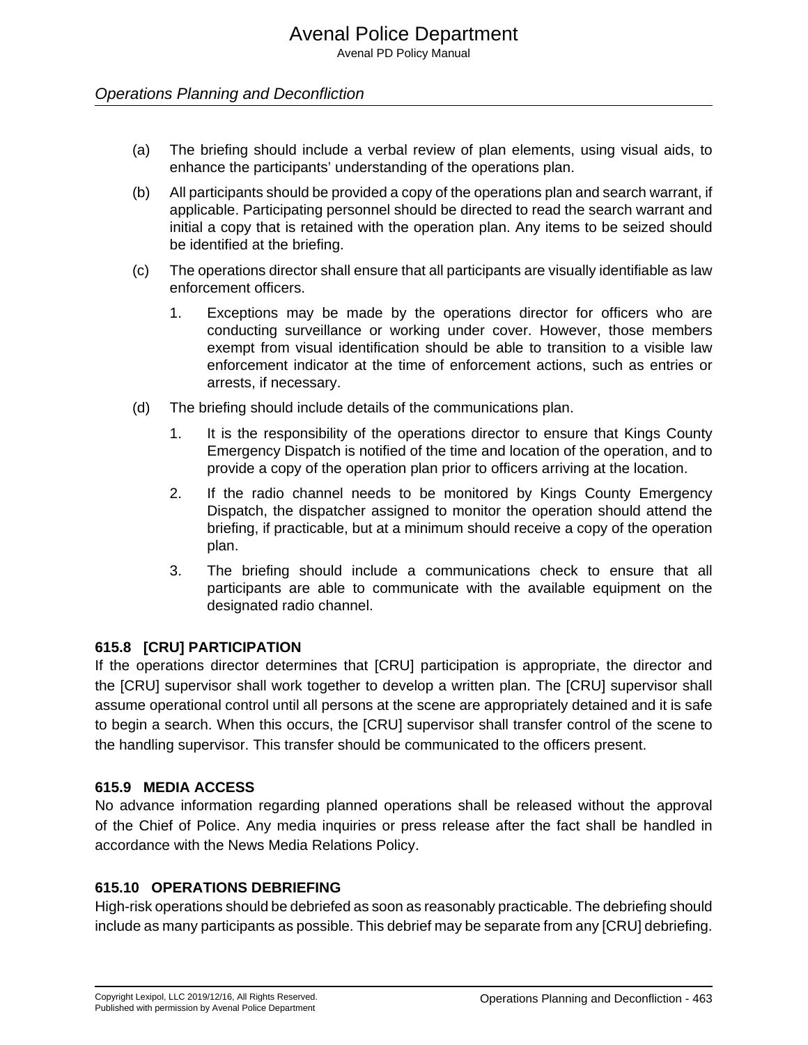(a) The briefing should include a verbal review of plan elements, using visual aids, to enhance the participants' understanding of the operations plan.

(b) All participants should be provided a copy of the operations plan and search warrant, if applicable. Participating personnel should be directed to read the search warrant and initial a copy that is retained with the operation plan. Any items to be seized should be identified at the briefing.

(c) The operations director shall ensure that all participants are visually identifiable as law enforcement officers.

1. Exceptions may be made by the operations director for officers who are conducting surveillance or working under cover. However, those members exempt from visual identification should be able to transition to a visible law enforcement indicator at the time of enforcement actions, such as entries or arrests, if necessary.

(d) The briefing should include details of the communications plan.

1. It is the responsibility of the operations director to ensure that Kings County Emergency Dispatch is notified of the time and location of the operation, and to provide a copy of the operation plan prior to officers arriving at the location.

2. If the radio channel needs to be monitored by Kings County Emergency Dispatch, the dispatcher assigned to monitor the operation should attend the briefing, if practicable, but at a minimum should receive a copy of the operation plan.

3. The briefing should include a communications check to ensure that all participants are able to communicate with the available equipment on the designated radio channel.

### 615.8 [CRU] PARTICIPATION

If the operations director determines that [CRU] participation is appropriate, the director and the [CRU] supervisor shall work together to develop a written plan. The [CRU] supervisor shall assume operational control until all persons at the scene are appropriately detained and it is safe to begin a search. When this occurs, the [CRU] supervisor shall transfer control of the scene to the handling supervisor. This transfer should be communicated to the officers present.

### 615.9 MEDIA ACCESS

No advance information regarding planned operations shall be released without the approval of the Chief of Police. Any media inquiries or press release after the fact shall be handled in accordance with the News Media Relations Policy.

### 615.10 OPERATIONS DEBRIEFING

High-risk operations should be debriefed as soon as reasonably practicable. The debriefing should include as many participants as possible. This debrief may be separate from any [CRU] debriefing.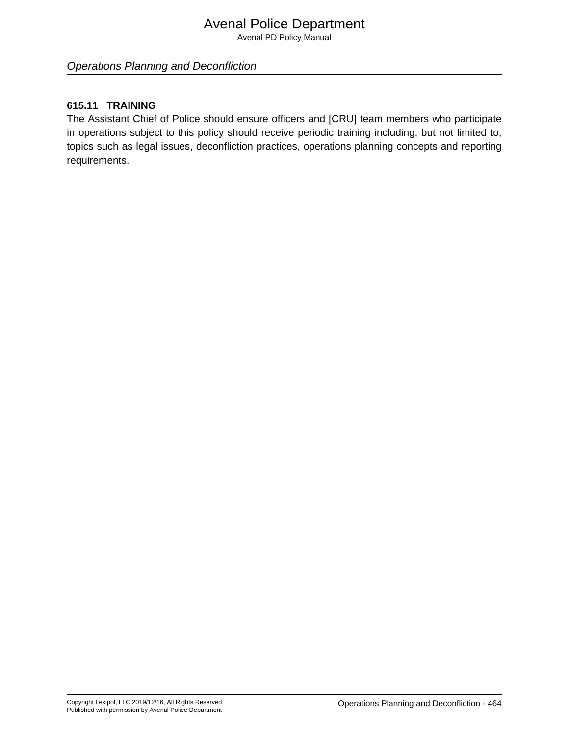### 615.11 TRAINING

The Assistant Chief of Police should ensure officers and [CRU] team members who participate in operations subject to this policy should receive periodic training including, but not limited to, topics such as legal issues, deconfliction practices, operations planning concepts and reporting requirements.